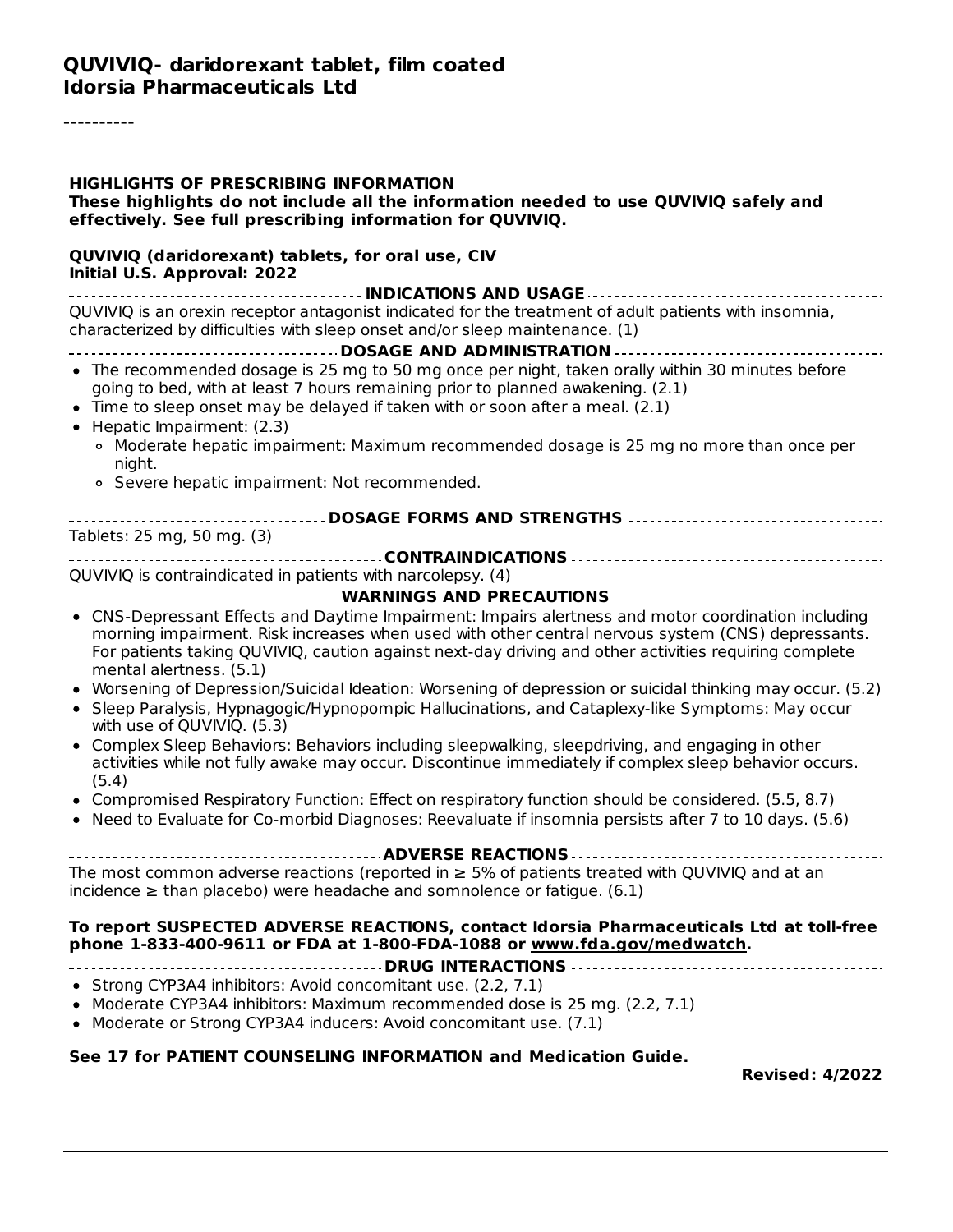# QUVIVIQ- daridorexant tablet, film coated
# Idorsia Pharmaceuticals Ltd

----------

**HIGHLIGHTS OF PRESCRIBING INFORMATION**
**These highlights do not include all the information needed to use QUVIVIQ safely and effectively. See full prescribing information for QUVIVIQ.**

**QUVIVIQ (daridorexant) tablets, for oral use, CIV**
**Initial U.S. Approval: 2022**

**INDICATIONS AND USAGE**

QUVIVIQ is an orexin receptor antagonist indicated for the treatment of adult patients with insomnia, characterized by difficulties with sleep onset and/or sleep maintenance. (1)

**DOSAGE AND ADMINISTRATION**

- The recommended dosage is 25 mg to 50 mg once per night, taken orally within 30 minutes before going to bed, with at least 7 hours remaining prior to planned awakening. (2.1)
- Time to sleep onset may be delayed if taken with or soon after a meal. (2.1)
- Hepatic Impairment: (2.3)
  - Moderate hepatic impairment: Maximum recommended dosage is 25 mg no more than once per night.
  - Severe hepatic impairment: Not recommended.

**DOSAGE FORMS AND STRENGTHS**

Tablets: 25 mg, 50 mg. (3)

**CONTRAINDICATIONS**

QUVIVIQ is contraindicated in patients with narcolepsy. (4)

**WARNINGS AND PRECAUTIONS**

- CNS-Depressant Effects and Daytime Impairment: Impairs alertness and motor coordination including morning impairment. Risk increases when used with other central nervous system (CNS) depressants. For patients taking QUVIVIQ, caution against next-day driving and other activities requiring complete mental alertness. (5.1)
- Worsening of Depression/Suicidal Ideation: Worsening of depression or suicidal thinking may occur. (5.2)
- Sleep Paralysis, Hypnagogic/Hypnopompic Hallucinations, and Cataplexy-like Symptoms: May occur with use of QUVIVIQ. (5.3)
- Complex Sleep Behaviors: Behaviors including sleepwalking, sleepdriving, and engaging in other activities while not fully awake may occur. Discontinue immediately if complex sleep behavior occurs. (5.4)
- Compromised Respiratory Function: Effect on respiratory function should be considered. (5.5, 8.7)
- Need to Evaluate for Co-morbid Diagnoses: Reevaluate if insomnia persists after 7 to 10 days. (5.6)

**ADVERSE REACTIONS**

The most common adverse reactions (reported in ≥ 5% of patients treated with QUVIVIQ and at an incidence ≥ than placebo) were headache and somnolence or fatigue. (6.1)

**To report SUSPECTED ADVERSE REACTIONS, contact Idorsia Pharmaceuticals Ltd at toll-free phone 1-833-400-9611 or FDA at 1-800-FDA-1088 or www.fda.gov/medwatch.**

**DRUG INTERACTIONS**

- Strong CYP3A4 inhibitors: Avoid concomitant use. (2.2, 7.1)
- Moderate CYP3A4 inhibitors: Maximum recommended dose is 25 mg. (2.2, 7.1)
- Moderate or Strong CYP3A4 inducers: Avoid concomitant use. (7.1)

**See 17 for PATIENT COUNSELING INFORMATION and Medication Guide.**

**Revised: 4/2022**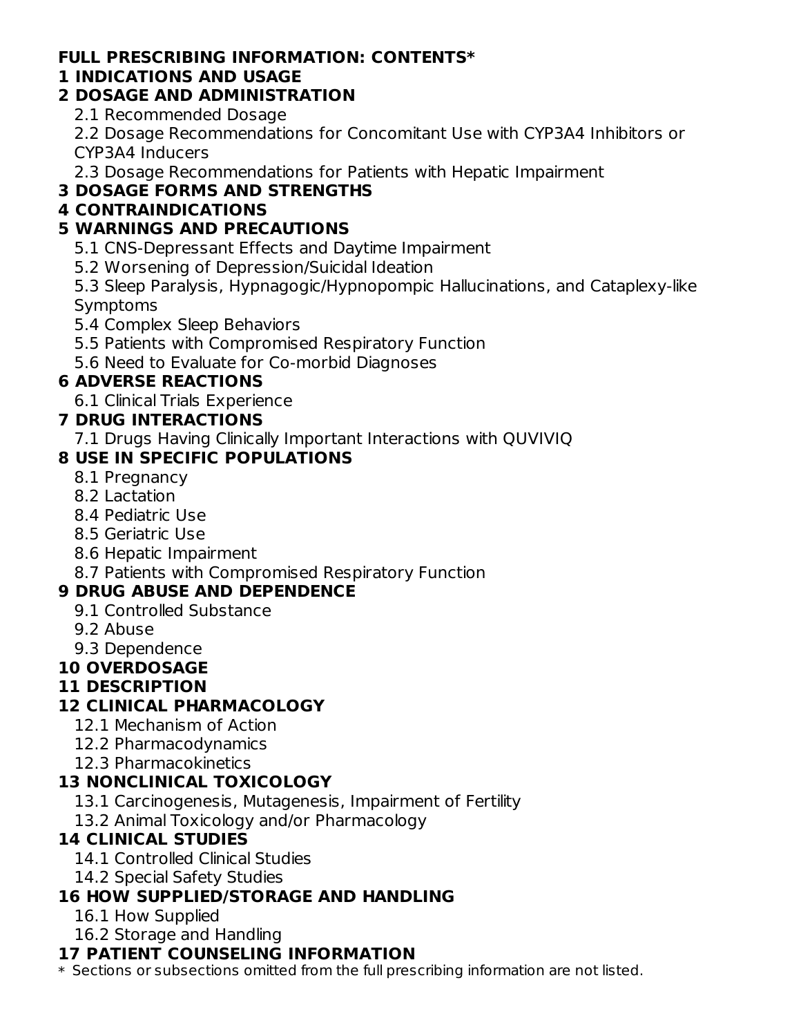**FULL PRESCRIBING INFORMATION: CONTENTS***

**1 INDICATIONS AND USAGE**

**2 DOSAGE AND ADMINISTRATION**

- 2.1 Recommended Dosage
- 2.2 Dosage Recommendations for Concomitant Use with CYP3A4 Inhibitors or CYP3A4 Inducers
- 2.3 Dosage Recommendations for Patients with Hepatic Impairment

**3 DOSAGE FORMS AND STRENGTHS**

**4 CONTRAINDICATIONS**

**5 WARNINGS AND PRECAUTIONS**

- 5.1 CNS-Depressant Effects and Daytime Impairment
- 5.2 Worsening of Depression/Suicidal Ideation
- 5.3 Sleep Paralysis, Hypnagogic/Hypnopompic Hallucinations, and Cataplexy-like Symptoms
- 5.4 Complex Sleep Behaviors
- 5.5 Patients with Compromised Respiratory Function
- 5.6 Need to Evaluate for Co-morbid Diagnoses

**6 ADVERSE REACTIONS**

- 6.1 Clinical Trials Experience

**7 DRUG INTERACTIONS**

- 7.1 Drugs Having Clinically Important Interactions with QUVIVIQ

**8 USE IN SPECIFIC POPULATIONS**

- 8.1 Pregnancy
- 8.2 Lactation
- 8.4 Pediatric Use
- 8.5 Geriatric Use
- 8.6 Hepatic Impairment
- 8.7 Patients with Compromised Respiratory Function

**9 DRUG ABUSE AND DEPENDENCE**

- 9.1 Controlled Substance
- 9.2 Abuse
- 9.3 Dependence

**10 OVERDOSAGE**

**11 DESCRIPTION**

**12 CLINICAL PHARMACOLOGY**

- 12.1 Mechanism of Action
- 12.2 Pharmacodynamics
- 12.3 Pharmacokinetics

**13 NONCLINICAL TOXICOLOGY**

- 13.1 Carcinogenesis, Mutagenesis, Impairment of Fertility
- 13.2 Animal Toxicology and/or Pharmacology

**14 CLINICAL STUDIES**

- 14.1 Controlled Clinical Studies
- 14.2 Special Safety Studies

**16 HOW SUPPLIED/STORAGE AND HANDLING**

- 16.1 How Supplied
- 16.2 Storage and Handling

**17 PATIENT COUNSELING INFORMATION**

* Sections or subsections omitted from the full prescribing information are not listed.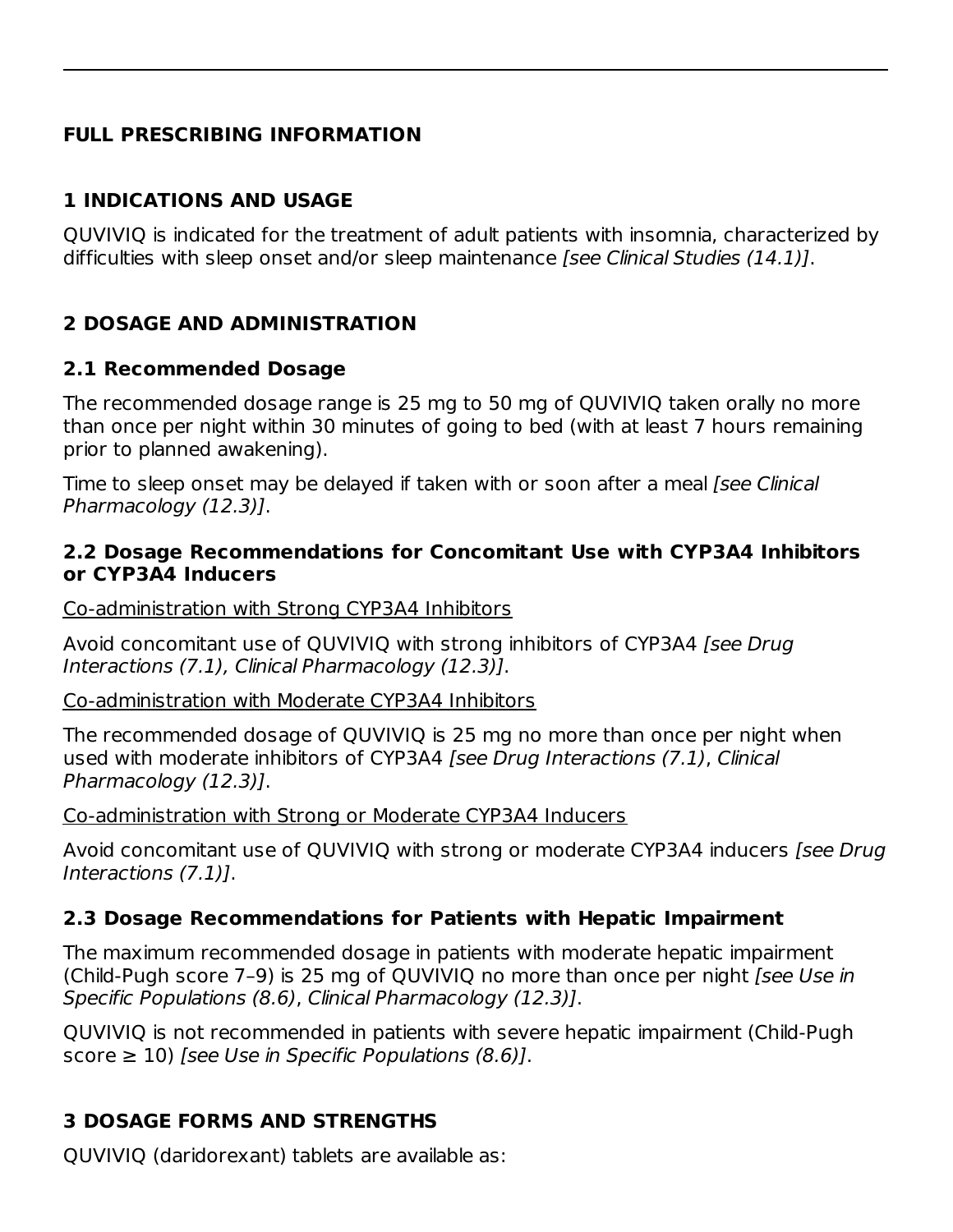## FULL PRESCRIBING INFORMATION

## 1 INDICATIONS AND USAGE

QUVIVIQ is indicated for the treatment of adult patients with insomnia, characterized by difficulties with sleep onset and/or sleep maintenance *[see Clinical Studies (14.1)]*.

## 2 DOSAGE AND ADMINISTRATION

### 2.1 Recommended Dosage

The recommended dosage range is 25 mg to 50 mg of QUVIVIQ taken orally no more than once per night within 30 minutes of going to bed (with at least 7 hours remaining prior to planned awakening).

Time to sleep onset may be delayed if taken with or soon after a meal *[see Clinical Pharmacology (12.3)]*.

### 2.2 Dosage Recommendations for Concomitant Use with CYP3A4 Inhibitors or CYP3A4 Inducers

<u>Co-administration with Strong CYP3A4 Inhibitors</u>

Avoid concomitant use of QUVIVIQ with strong inhibitors of CYP3A4 *[see Drug Interactions (7.1), Clinical Pharmacology (12.3)]*.

<u>Co-administration with Moderate CYP3A4 Inhibitors</u>

The recommended dosage of QUVIVIQ is 25 mg no more than once per night when used with moderate inhibitors of CYP3A4 *[see Drug Interactions (7.1), Clinical Pharmacology (12.3)]*.

<u>Co-administration with Strong or Moderate CYP3A4 Inducers</u>

Avoid concomitant use of QUVIVIQ with strong or moderate CYP3A4 inducers *[see Drug Interactions (7.1)]*.

### 2.3 Dosage Recommendations for Patients with Hepatic Impairment

The maximum recommended dosage in patients with moderate hepatic impairment (Child-Pugh score 7–9) is 25 mg of QUVIVIQ no more than once per night *[see Use in Specific Populations (8.6), Clinical Pharmacology (12.3)]*.

QUVIVIQ is not recommended in patients with severe hepatic impairment (Child-Pugh score ≥ 10) *[see Use in Specific Populations (8.6)]*.

## 3 DOSAGE FORMS AND STRENGTHS

QUVIVIQ (daridorexant) tablets are available as: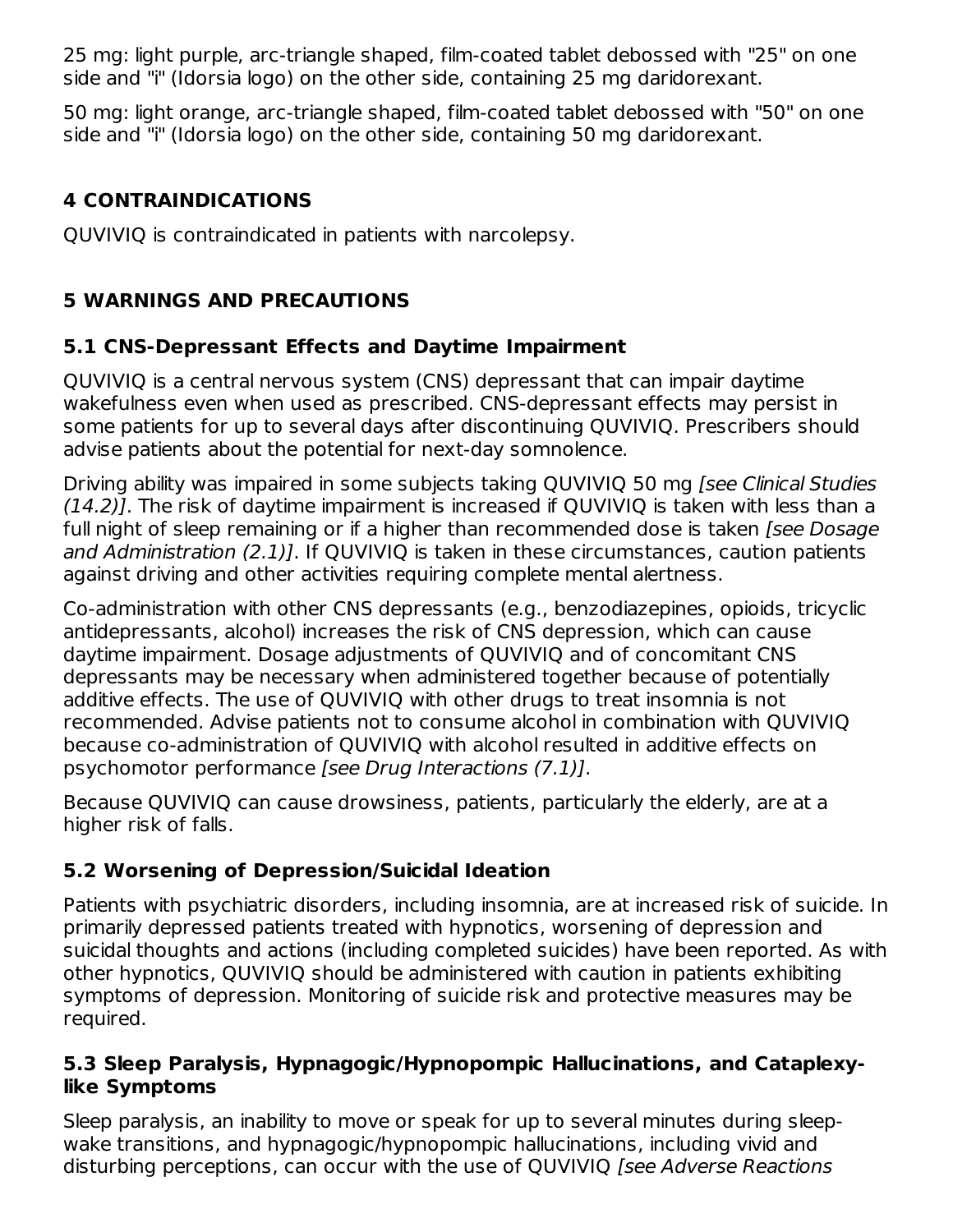25 mg: light purple, arc-triangle shaped, film-coated tablet debossed with "25" on one side and "i" (Idorsia logo) on the other side, containing 25 mg daridorexant.

50 mg: light orange, arc-triangle shaped, film-coated tablet debossed with "50" on one side and "i" (Idorsia logo) on the other side, containing 50 mg daridorexant.

## 4 CONTRAINDICATIONS

QUVIVIQ is contraindicated in patients with narcolepsy.

## 5 WARNINGS AND PRECAUTIONS

### 5.1 CNS-Depressant Effects and Daytime Impairment

QUVIVIQ is a central nervous system (CNS) depressant that can impair daytime wakefulness even when used as prescribed. CNS-depressant effects may persist in some patients for up to several days after discontinuing QUVIVIQ. Prescribers should advise patients about the potential for next-day somnolence.

Driving ability was impaired in some subjects taking QUVIVIQ 50 mg *[see Clinical Studies (14.2)]*. The risk of daytime impairment is increased if QUVIVIQ is taken with less than a full night of sleep remaining or if a higher than recommended dose is taken *[see Dosage and Administration (2.1)]*. If QUVIVIQ is taken in these circumstances, caution patients against driving and other activities requiring complete mental alertness.

Co-administration with other CNS depressants (e.g., benzodiazepines, opioids, tricyclic antidepressants, alcohol) increases the risk of CNS depression, which can cause daytime impairment. Dosage adjustments of QUVIVIQ and of concomitant CNS depressants may be necessary when administered together because of potentially additive effects. The use of QUVIVIQ with other drugs to treat insomnia is not recommended. Advise patients not to consume alcohol in combination with QUVIVIQ because co-administration of QUVIVIQ with alcohol resulted in additive effects on psychomotor performance *[see Drug Interactions (7.1)]*.

Because QUVIVIQ can cause drowsiness, patients, particularly the elderly, are at a higher risk of falls.

### 5.2 Worsening of Depression/Suicidal Ideation

Patients with psychiatric disorders, including insomnia, are at increased risk of suicide. In primarily depressed patients treated with hypnotics, worsening of depression and suicidal thoughts and actions (including completed suicides) have been reported. As with other hypnotics, QUVIVIQ should be administered with caution in patients exhibiting symptoms of depression. Monitoring of suicide risk and protective measures may be required.

### 5.3 Sleep Paralysis, Hypnagogic/Hypnopompic Hallucinations, and Cataplexy-like Symptoms

Sleep paralysis, an inability to move or speak for up to several minutes during sleep-wake transitions, and hypnagogic/hypnopompic hallucinations, including vivid and disturbing perceptions, can occur with the use of QUVIVIQ *[see Adverse Reactions*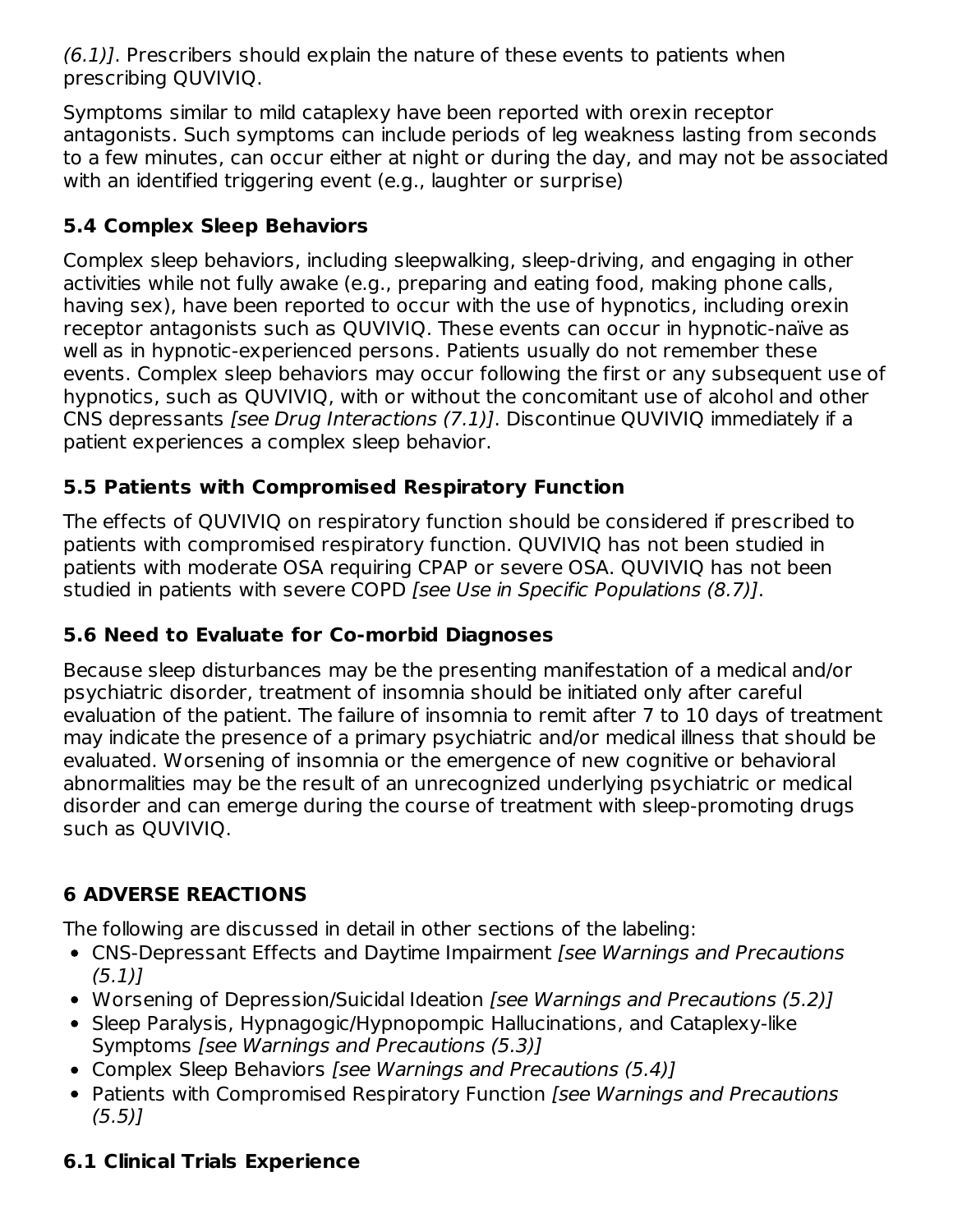*(6.1)]*. Prescribers should explain the nature of these events to patients when prescribing QUVIVIQ.

Symptoms similar to mild cataplexy have been reported with orexin receptor antagonists. Such symptoms can include periods of leg weakness lasting from seconds to a few minutes, can occur either at night or during the day, and may not be associated with an identified triggering event (e.g., laughter or surprise)

### 5.4 Complex Sleep Behaviors

Complex sleep behaviors, including sleepwalking, sleep-driving, and engaging in other activities while not fully awake (e.g., preparing and eating food, making phone calls, having sex), have been reported to occur with the use of hypnotics, including orexin receptor antagonists such as QUVIVIQ. These events can occur in hypnotic-naïve as well as in hypnotic-experienced persons. Patients usually do not remember these events. Complex sleep behaviors may occur following the first or any subsequent use of hypnotics, such as QUVIVIQ, with or without the concomitant use of alcohol and other CNS depressants *[see Drug Interactions (7.1)]*. Discontinue QUVIVIQ immediately if a patient experiences a complex sleep behavior.

### 5.5 Patients with Compromised Respiratory Function

The effects of QUVIVIQ on respiratory function should be considered if prescribed to patients with compromised respiratory function. QUVIVIQ has not been studied in patients with moderate OSA requiring CPAP or severe OSA. QUVIVIQ has not been studied in patients with severe COPD *[see Use in Specific Populations (8.7)]*.

### 5.6 Need to Evaluate for Co-morbid Diagnoses

Because sleep disturbances may be the presenting manifestation of a medical and/or psychiatric disorder, treatment of insomnia should be initiated only after careful evaluation of the patient. The failure of insomnia to remit after 7 to 10 days of treatment may indicate the presence of a primary psychiatric and/or medical illness that should be evaluated. Worsening of insomnia or the emergence of new cognitive or behavioral abnormalities may be the result of an unrecognized underlying psychiatric or medical disorder and can emerge during the course of treatment with sleep-promoting drugs such as QUVIVIQ.

## 6 ADVERSE REACTIONS

The following are discussed in detail in other sections of the labeling:

- CNS-Depressant Effects and Daytime Impairment *[see Warnings and Precautions (5.1)]*
- Worsening of Depression/Suicidal Ideation *[see Warnings and Precautions (5.2)]*
- Sleep Paralysis, Hypnagogic/Hypnopompic Hallucinations, and Cataplexy-like Symptoms *[see Warnings and Precautions (5.3)]*
- Complex Sleep Behaviors *[see Warnings and Precautions (5.4)]*
- Patients with Compromised Respiratory Function *[see Warnings and Precautions (5.5)]*

### 6.1 Clinical Trials Experience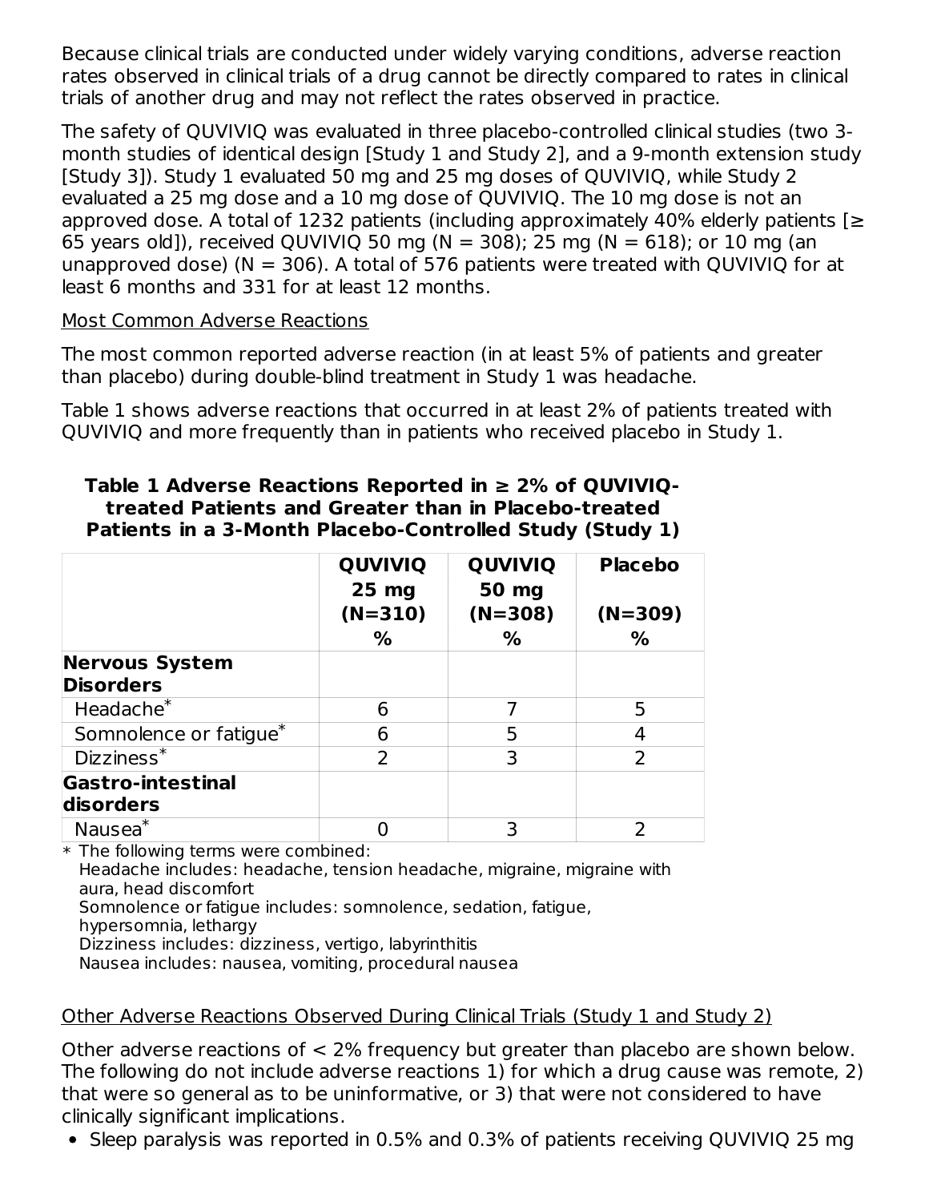Because clinical trials are conducted under widely varying conditions, adverse reaction rates observed in clinical trials of a drug cannot be directly compared to rates in clinical trials of another drug and may not reflect the rates observed in practice.

The safety of QUVIVIQ was evaluated in three placebo-controlled clinical studies (two 3-month studies of identical design [Study 1 and Study 2], and a 9-month extension study [Study 3]). Study 1 evaluated 50 mg and 25 mg doses of QUVIVIQ, while Study 2 evaluated a 25 mg dose and a 10 mg dose of QUVIVIQ. The 10 mg dose is not an approved dose. A total of 1232 patients (including approximately 40% elderly patients [≥ 65 years old]), received QUVIVIQ 50 mg (N = 308); 25 mg (N = 618); or 10 mg (an unapproved dose) (N = 306). A total of 576 patients were treated with QUVIVIQ for at least 6 months and 331 for at least 12 months.

Most Common Adverse Reactions

The most common reported adverse reaction (in at least 5% of patients and greater than placebo) during double-blind treatment in Study 1 was headache.

Table 1 shows adverse reactions that occurred in at least 2% of patients treated with QUVIVIQ and more frequently than in patients who received placebo in Study 1.

**Table 1 Adverse Reactions Reported in ≥ 2% of QUVIVIQ-treated Patients and Greater than in Placebo-treated Patients in a 3-Month Placebo-Controlled Study (Study 1)**

| | QUVIVIQ 25 mg (N=310) % | QUVIVIQ 50 mg (N=308) % | Placebo (N=309) % |
|---|---|---|---|
| **Nervous System Disorders** | | | |
| Headache* | 6 | 7 | 5 |
| Somnolence or fatigue* | 6 | 5 | 4 |
| Dizziness* | 2 | 3 | 2 |
| **Gastro-intestinal disorders** | | | |
| Nausea* | 0 | 3 | 2 |

* The following terms were combined:
Headache includes: headache, tension headache, migraine, migraine with aura, head discomfort
Somnolence or fatigue includes: somnolence, sedation, fatigue, hypersomnia, lethargy
Dizziness includes: dizziness, vertigo, labyrinthitis
Nausea includes: nausea, vomiting, procedural nausea

Other Adverse Reactions Observed During Clinical Trials (Study 1 and Study 2)

Other adverse reactions of < 2% frequency but greater than placebo are shown below. The following do not include adverse reactions 1) for which a drug cause was remote, 2) that were so general as to be uninformative, or 3) that were not considered to have clinically significant implications.

- Sleep paralysis was reported in 0.5% and 0.3% of patients receiving QUVIVIQ 25 mg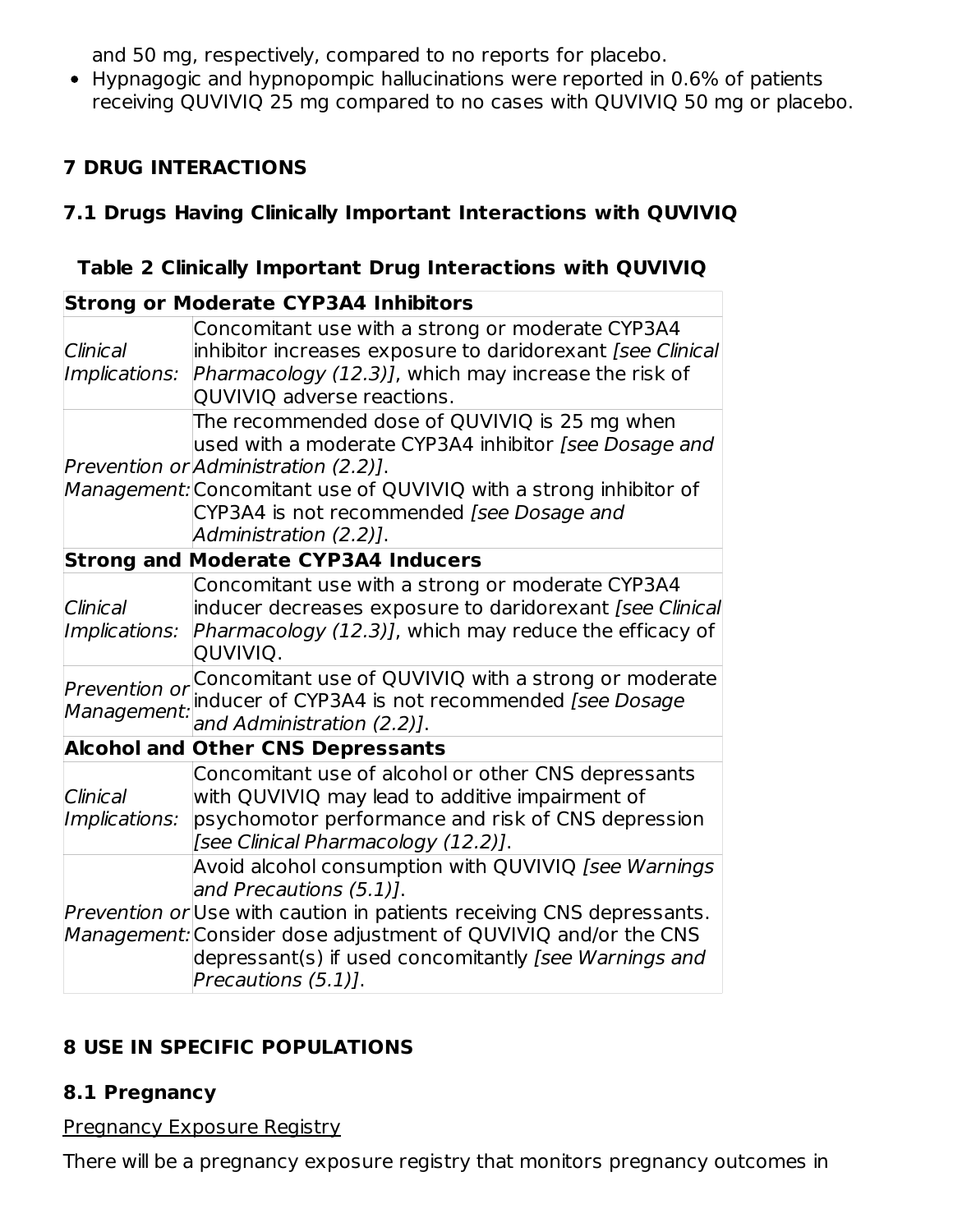and 50 mg, respectively, compared to no reports for placebo.

- Hypnagogic and hypnopompic hallucinations were reported in 0.6% of patients receiving QUVIVIQ 25 mg compared to no cases with QUVIVIQ 50 mg or placebo.

## 7 DRUG INTERACTIONS

### 7.1 Drugs Having Clinically Important Interactions with QUVIVIQ

**Table 2 Clinically Important Drug Interactions with QUVIVIQ**

| **Strong or Moderate CYP3A4 Inhibitors** | |
|---|---|
| *Clinical Implications:* | Concomitant use with a strong or moderate CYP3A4 inhibitor increases exposure to daridorexant *[see Clinical Pharmacology (12.3)]*, which may increase the risk of QUVIVIQ adverse reactions. |
| *Prevention or Management:* | The recommended dose of QUVIVIQ is 25 mg when used with a moderate CYP3A4 inhibitor *[see Dosage and Administration (2.2)]*. Concomitant use of QUVIVIQ with a strong inhibitor of CYP3A4 is not recommended *[see Dosage and Administration (2.2)]*. |
| **Strong and Moderate CYP3A4 Inducers** | |
| *Clinical Implications:* | Concomitant use with a strong or moderate CYP3A4 inducer decreases exposure to daridorexant *[see Clinical Pharmacology (12.3)]*, which may reduce the efficacy of QUVIVIQ. |
| *Prevention or Management:* | Concomitant use of QUVIVIQ with a strong or moderate inducer of CYP3A4 is not recommended *[see Dosage and Administration (2.2)]*. |
| **Alcohol and Other CNS Depressants** | |
| *Clinical Implications:* | Concomitant use of alcohol or other CNS depressants with QUVIVIQ may lead to additive impairment of psychomotor performance and risk of CNS depression *[see Clinical Pharmacology (12.2)]*. |
| *Prevention or Management:* | Avoid alcohol consumption with QUVIVIQ *[see Warnings and Precautions (5.1)]*. Use with caution in patients receiving CNS depressants. Consider dose adjustment of QUVIVIQ and/or the CNS depressant(s) if used concomitantly *[see Warnings and Precautions (5.1)]*. |

## 8 USE IN SPECIFIC POPULATIONS

### 8.1 Pregnancy

Pregnancy Exposure Registry

There will be a pregnancy exposure registry that monitors pregnancy outcomes in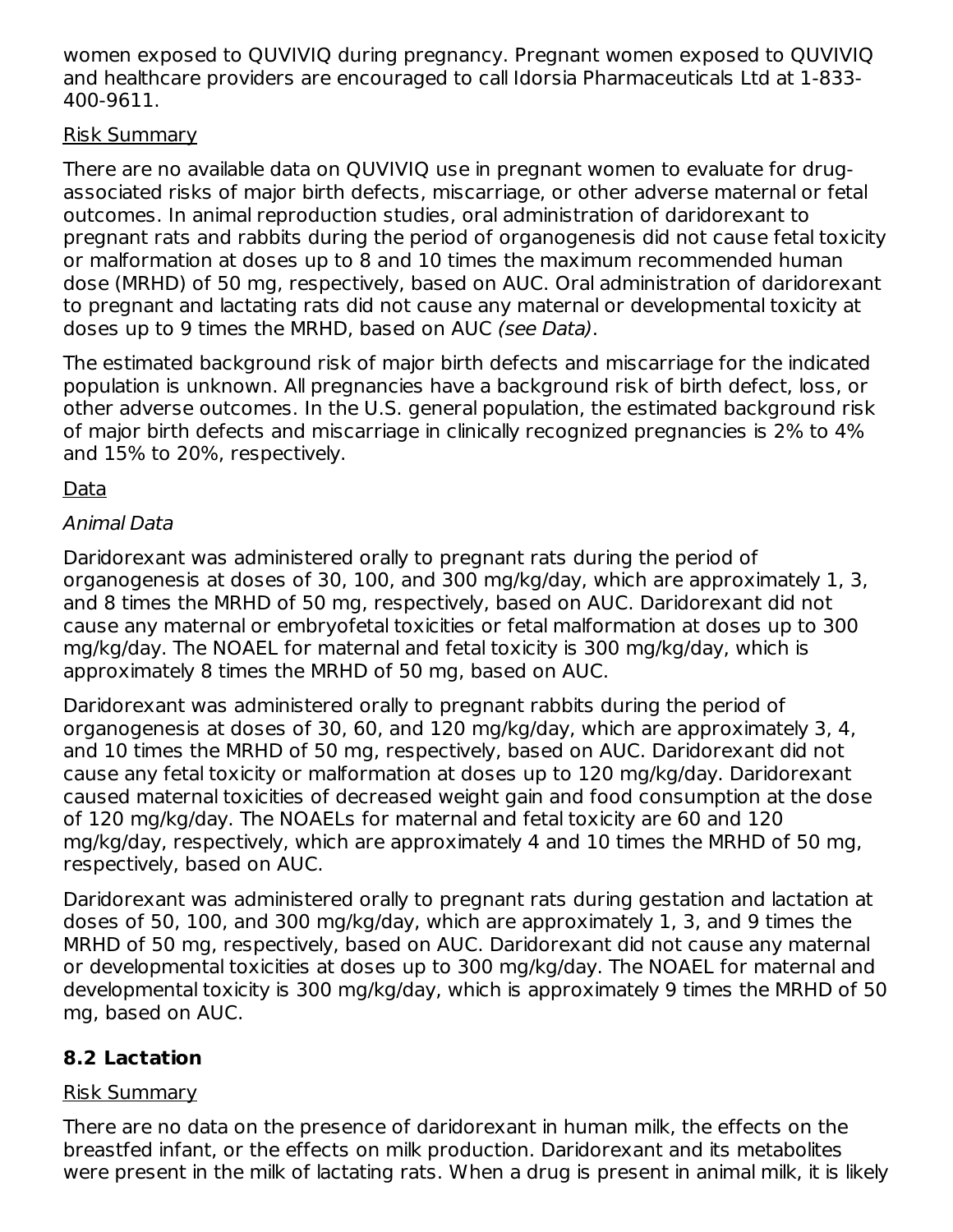women exposed to QUVIVIQ during pregnancy. Pregnant women exposed to QUVIVIQ and healthcare providers are encouraged to call Idorsia Pharmaceuticals Ltd at 1-833-400-9611.

Risk Summary

There are no available data on QUVIVIQ use in pregnant women to evaluate for drug-associated risks of major birth defects, miscarriage, or other adverse maternal or fetal outcomes. In animal reproduction studies, oral administration of daridorexant to pregnant rats and rabbits during the period of organogenesis did not cause fetal toxicity or malformation at doses up to 8 and 10 times the maximum recommended human dose (MRHD) of 50 mg, respectively, based on AUC. Oral administration of daridorexant to pregnant and lactating rats did not cause any maternal or developmental toxicity at doses up to 9 times the MRHD, based on AUC *(see Data)*.

The estimated background risk of major birth defects and miscarriage for the indicated population is unknown. All pregnancies have a background risk of birth defect, loss, or other adverse outcomes. In the U.S. general population, the estimated background risk of major birth defects and miscarriage in clinically recognized pregnancies is 2% to 4% and 15% to 20%, respectively.

Data

*Animal Data*

Daridorexant was administered orally to pregnant rats during the period of organogenesis at doses of 30, 100, and 300 mg/kg/day, which are approximately 1, 3, and 8 times the MRHD of 50 mg, respectively, based on AUC. Daridorexant did not cause any maternal or embryofetal toxicities or fetal malformation at doses up to 300 mg/kg/day. The NOAEL for maternal and fetal toxicity is 300 mg/kg/day, which is approximately 8 times the MRHD of 50 mg, based on AUC.

Daridorexant was administered orally to pregnant rabbits during the period of organogenesis at doses of 30, 60, and 120 mg/kg/day, which are approximately 3, 4, and 10 times the MRHD of 50 mg, respectively, based on AUC. Daridorexant did not cause any fetal toxicity or malformation at doses up to 120 mg/kg/day. Daridorexant caused maternal toxicities of decreased weight gain and food consumption at the dose of 120 mg/kg/day. The NOAELs for maternal and fetal toxicity are 60 and 120 mg/kg/day, respectively, which are approximately 4 and 10 times the MRHD of 50 mg, respectively, based on AUC.

Daridorexant was administered orally to pregnant rats during gestation and lactation at doses of 50, 100, and 300 mg/kg/day, which are approximately 1, 3, and 9 times the MRHD of 50 mg, respectively, based on AUC. Daridorexant did not cause any maternal or developmental toxicities at doses up to 300 mg/kg/day. The NOAEL for maternal and developmental toxicity is 300 mg/kg/day, which is approximately 9 times the MRHD of 50 mg, based on AUC.

## 8.2 Lactation

Risk Summary

There are no data on the presence of daridorexant in human milk, the effects on the breastfed infant, or the effects on milk production. Daridorexant and its metabolites were present in the milk of lactating rats. When a drug is present in animal milk, it is likely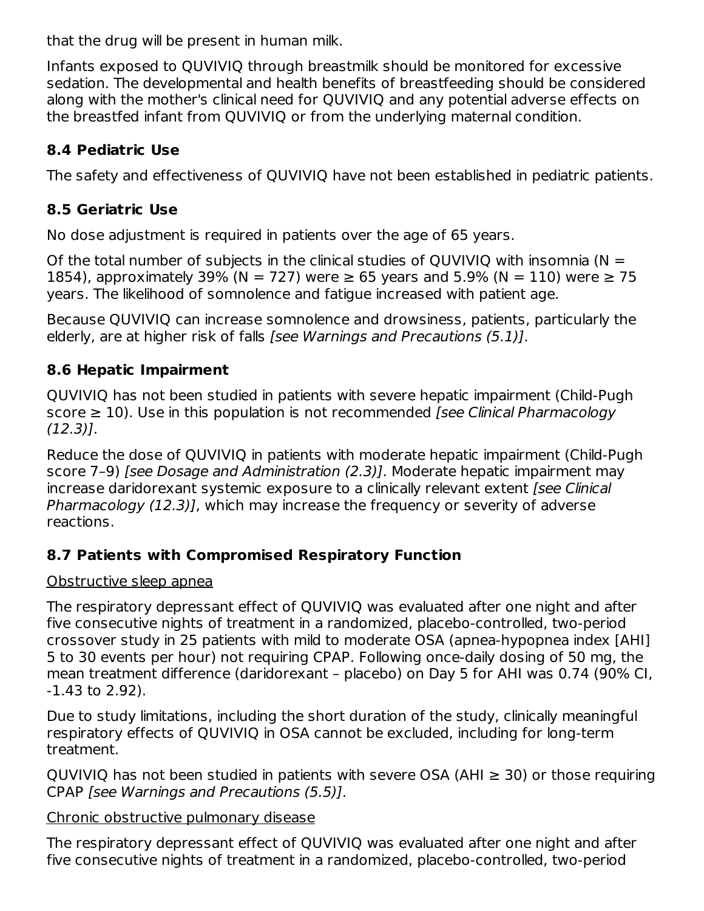that the drug will be present in human milk.

Infants exposed to QUVIVIQ through breastmilk should be monitored for excessive sedation. The developmental and health benefits of breastfeeding should be considered along with the mother's clinical need for QUVIVIQ and any potential adverse effects on the breastfed infant from QUVIVIQ or from the underlying maternal condition.

### 8.4 Pediatric Use

The safety and effectiveness of QUVIVIQ have not been established in pediatric patients.

### 8.5 Geriatric Use

No dose adjustment is required in patients over the age of 65 years.

Of the total number of subjects in the clinical studies of QUVIVIQ with insomnia (N = 1854), approximately 39% (N = 727) were ≥ 65 years and 5.9% (N = 110) were ≥ 75 years. The likelihood of somnolence and fatigue increased with patient age.

Because QUVIVIQ can increase somnolence and drowsiness, patients, particularly the elderly, are at higher risk of falls *[see Warnings and Precautions (5.1)]*.

### 8.6 Hepatic Impairment

QUVIVIQ has not been studied in patients with severe hepatic impairment (Child-Pugh score ≥ 10). Use in this population is not recommended *[see Clinical Pharmacology (12.3)]*.

Reduce the dose of QUVIVIQ in patients with moderate hepatic impairment (Child-Pugh score 7–9) *[see Dosage and Administration (2.3)]*. Moderate hepatic impairment may increase daridorexant systemic exposure to a clinically relevant extent *[see Clinical Pharmacology (12.3)]*, which may increase the frequency or severity of adverse reactions.

### 8.7 Patients with Compromised Respiratory Function

Obstructive sleep apnea

The respiratory depressant effect of QUVIVIQ was evaluated after one night and after five consecutive nights of treatment in a randomized, placebo-controlled, two-period crossover study in 25 patients with mild to moderate OSA (apnea-hypopnea index [AHI] 5 to 30 events per hour) not requiring CPAP. Following once-daily dosing of 50 mg, the mean treatment difference (daridorexant – placebo) on Day 5 for AHI was 0.74 (90% CI, -1.43 to 2.92).

Due to study limitations, including the short duration of the study, clinically meaningful respiratory effects of QUVIVIQ in OSA cannot be excluded, including for long-term treatment.

QUVIVIQ has not been studied in patients with severe OSA (AHI ≥ 30) or those requiring CPAP *[see Warnings and Precautions (5.5)]*.

Chronic obstructive pulmonary disease

The respiratory depressant effect of QUVIVIQ was evaluated after one night and after five consecutive nights of treatment in a randomized, placebo-controlled, two-period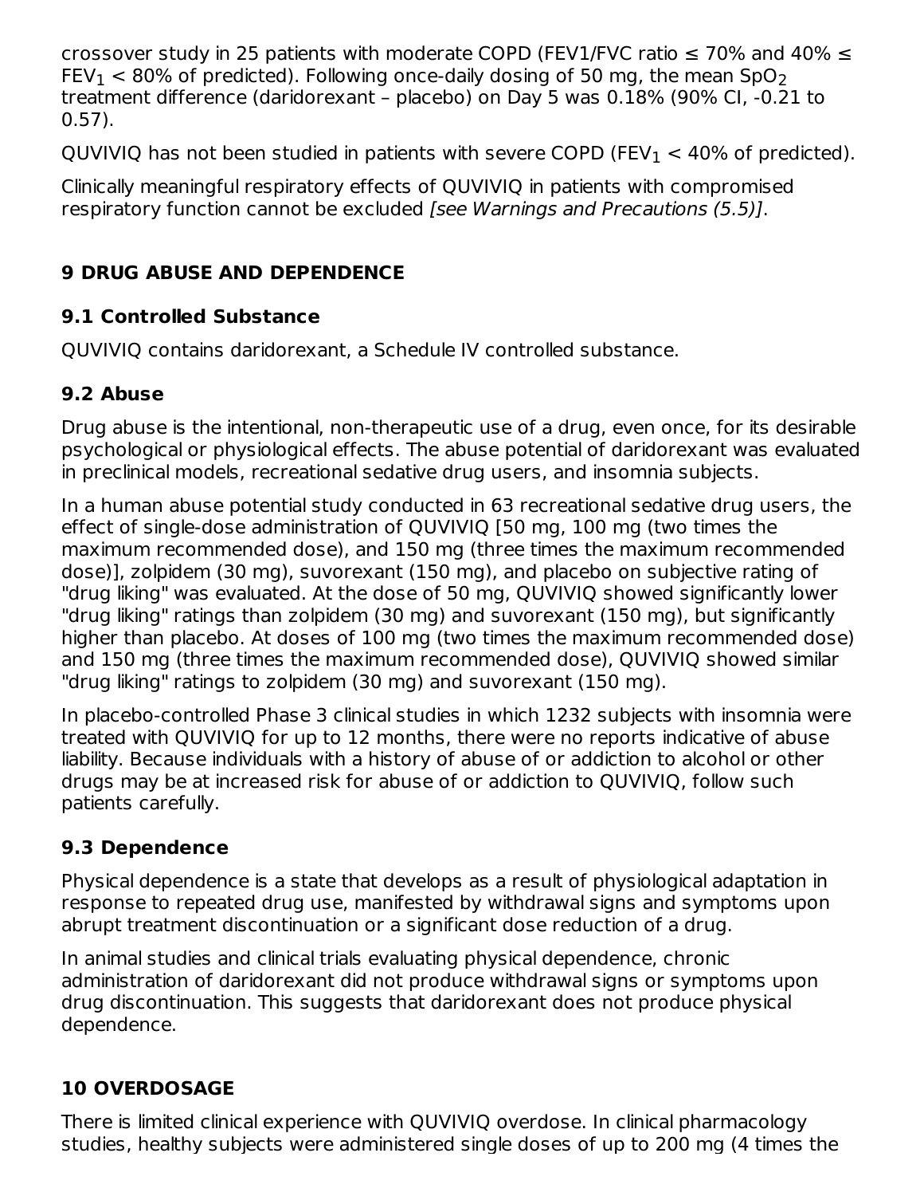crossover study in 25 patients with moderate COPD (FEV1/FVC ratio ≤ 70% and 40% ≤ $FEV_1$ < 80% of predicted). Following once-daily dosing of 50 mg, the mean $SpO_2$ treatment difference (daridorexant – placebo) on Day 5 was 0.18% (90% CI, -0.21 to 0.57).

QUVIVIQ has not been studied in patients with severe COPD ($FEV_1$ < 40% of predicted).

Clinically meaningful respiratory effects of QUVIVIQ in patients with compromised respiratory function cannot be excluded *[see Warnings and Precautions (5.5)]*.

## 9 DRUG ABUSE AND DEPENDENCE

### 9.1 Controlled Substance

QUVIVIQ contains daridorexant, a Schedule IV controlled substance.

### 9.2 Abuse

Drug abuse is the intentional, non-therapeutic use of a drug, even once, for its desirable psychological or physiological effects. The abuse potential of daridorexant was evaluated in preclinical models, recreational sedative drug users, and insomnia subjects.

In a human abuse potential study conducted in 63 recreational sedative drug users, the effect of single-dose administration of QUVIVIQ [50 mg, 100 mg (two times the maximum recommended dose), and 150 mg (three times the maximum recommended dose)], zolpidem (30 mg), suvorexant (150 mg), and placebo on subjective rating of "drug liking" was evaluated. At the dose of 50 mg, QUVIVIQ showed significantly lower "drug liking" ratings than zolpidem (30 mg) and suvorexant (150 mg), but significantly higher than placebo. At doses of 100 mg (two times the maximum recommended dose) and 150 mg (three times the maximum recommended dose), QUVIVIQ showed similar "drug liking" ratings to zolpidem (30 mg) and suvorexant (150 mg).

In placebo-controlled Phase 3 clinical studies in which 1232 subjects with insomnia were treated with QUVIVIQ for up to 12 months, there were no reports indicative of abuse liability. Because individuals with a history of abuse of or addiction to alcohol or other drugs may be at increased risk for abuse of or addiction to QUVIVIQ, follow such patients carefully.

### 9.3 Dependence

Physical dependence is a state that develops as a result of physiological adaptation in response to repeated drug use, manifested by withdrawal signs and symptoms upon abrupt treatment discontinuation or a significant dose reduction of a drug.

In animal studies and clinical trials evaluating physical dependence, chronic administration of daridorexant did not produce withdrawal signs or symptoms upon drug discontinuation. This suggests that daridorexant does not produce physical dependence.

## 10 OVERDOSAGE

There is limited clinical experience with QUVIVIQ overdose. In clinical pharmacology studies, healthy subjects were administered single doses of up to 200 mg (4 times the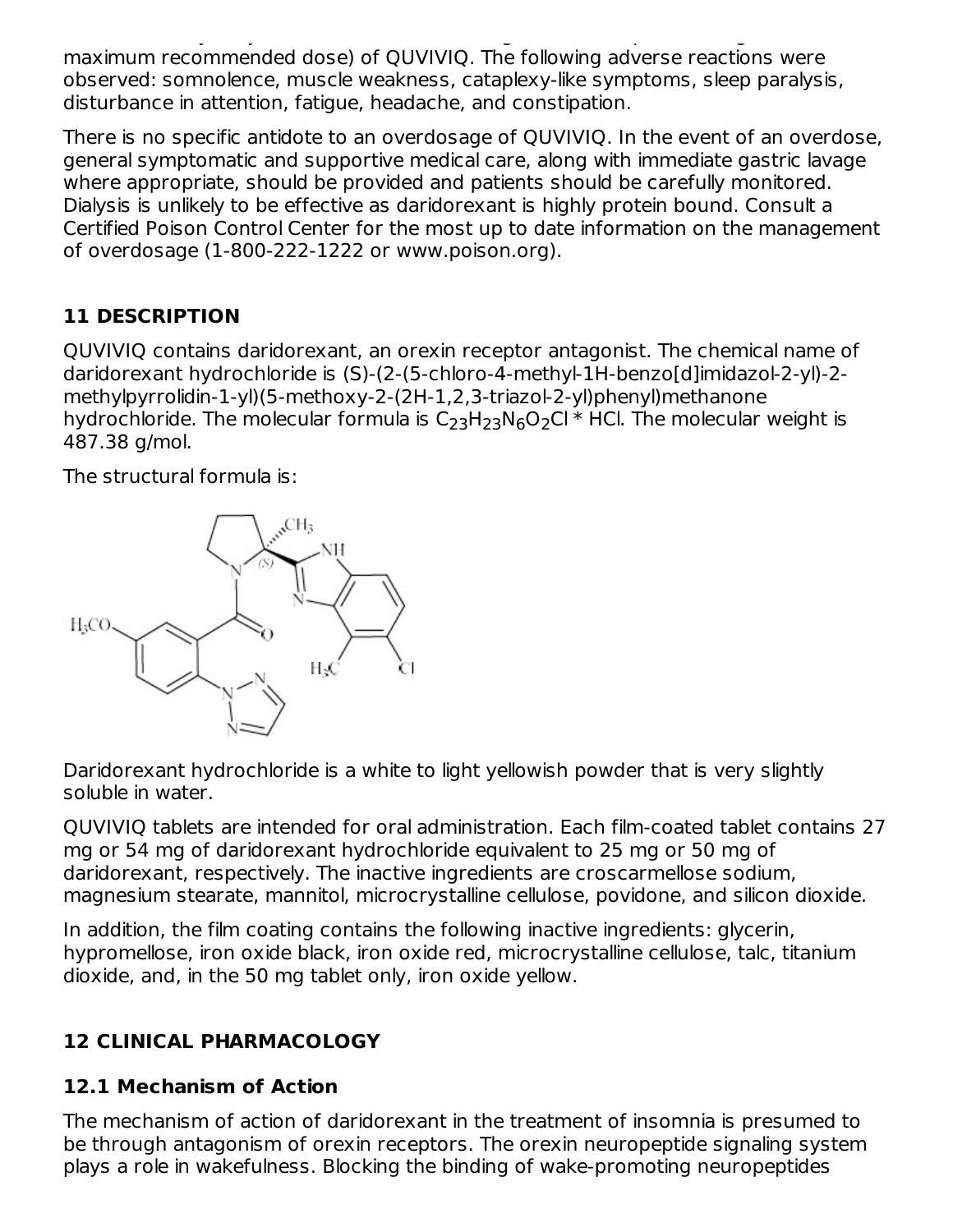maximum recommended dose) of QUVIVIQ. The following adverse reactions were observed: somnolence, muscle weakness, cataplexy-like symptoms, sleep paralysis, disturbance in attention, fatigue, headache, and constipation.

There is no specific antidote to an overdosage of QUVIVIQ. In the event of an overdose, general symptomatic and supportive medical care, along with immediate gastric lavage where appropriate, should be provided and patients should be carefully monitored. Dialysis is unlikely to be effective as daridorexant is highly protein bound. Consult a Certified Poison Control Center for the most up to date information on the management of overdosage (1-800-222-1222 or www.poison.org).

## 11 DESCRIPTION

QUVIVIQ contains daridorexant, an orexin receptor antagonist. The chemical name of daridorexant hydrochloride is (S)-(2-(5-chloro-4-methyl-1H-benzo[d]imidazol-2-yl)-2-methylpyrrolidin-1-yl)(5-methoxy-2-(2H-1,2,3-triazol-2-yl)phenyl)methanone hydrochloride. The molecular formula is $C_{23}H_{23}N_6O_2Cl$ * HCl. The molecular weight is 487.38 g/mol.

The structural formula is:

Daridorexant hydrochloride is a white to light yellowish powder that is very slightly soluble in water.

QUVIVIQ tablets are intended for oral administration. Each film-coated tablet contains 27 mg or 54 mg of daridorexant hydrochloride equivalent to 25 mg or 50 mg of daridorexant, respectively. The inactive ingredients are croscarmellose sodium, magnesium stearate, mannitol, microcrystalline cellulose, povidone, and silicon dioxide.

In addition, the film coating contains the following inactive ingredients: glycerin, hypromellose, iron oxide black, iron oxide red, microcrystalline cellulose, talc, titanium dioxide, and, in the 50 mg tablet only, iron oxide yellow.

## 12 CLINICAL PHARMACOLOGY

### 12.1 Mechanism of Action

The mechanism of action of daridorexant in the treatment of insomnia is presumed to be through antagonism of orexin receptors. The orexin neuropeptide signaling system plays a role in wakefulness. Blocking the binding of wake-promoting neuropeptides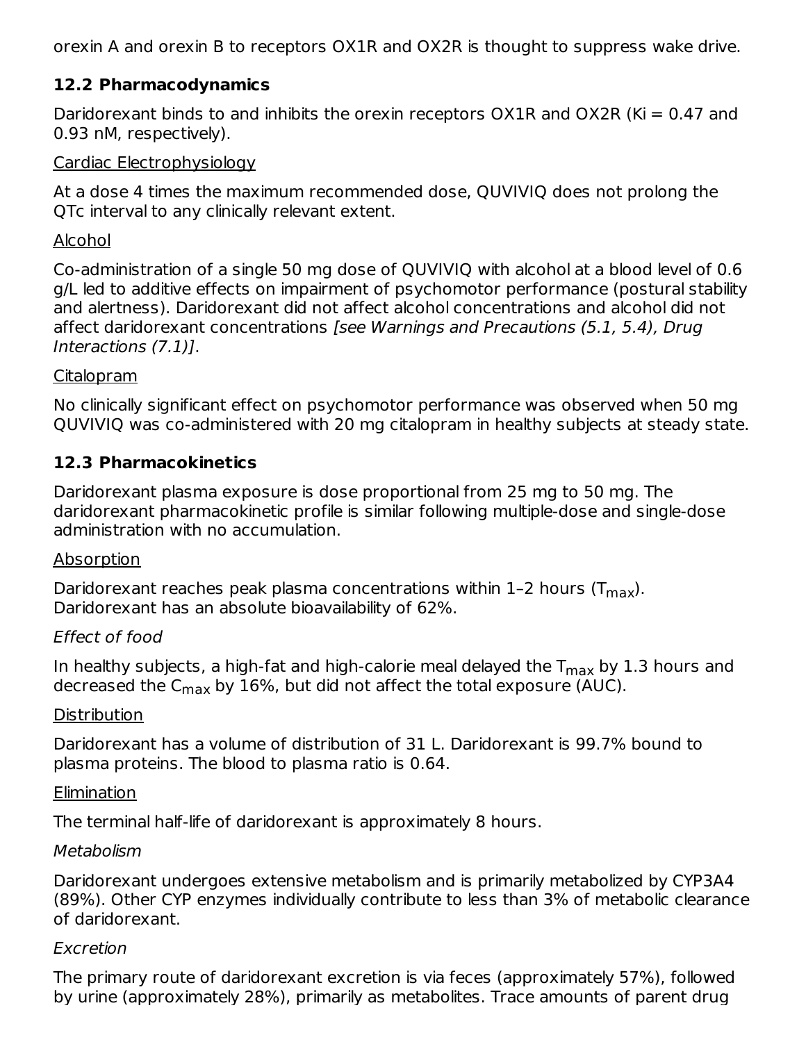orexin A and orexin B to receptors OX1R and OX2R is thought to suppress wake drive.

### 12.2 Pharmacodynamics

Daridorexant binds to and inhibits the orexin receptors OX1R and OX2R (Ki = 0.47 and 0.93 nM, respectively).

Cardiac Electrophysiology

At a dose 4 times the maximum recommended dose, QUVIVIQ does not prolong the QTc interval to any clinically relevant extent.

Alcohol

Co-administration of a single 50 mg dose of QUVIVIQ with alcohol at a blood level of 0.6 g/L led to additive effects on impairment of psychomotor performance (postural stability and alertness). Daridorexant did not affect alcohol concentrations and alcohol did not affect daridorexant concentrations *[see Warnings and Precautions (5.1, 5.4), Drug Interactions (7.1)]*.

Citalopram

No clinically significant effect on psychomotor performance was observed when 50 mg QUVIVIQ was co-administered with 20 mg citalopram in healthy subjects at steady state.

### 12.3 Pharmacokinetics

Daridorexant plasma exposure is dose proportional from 25 mg to 50 mg. The daridorexant pharmacokinetic profile is similar following multiple-dose and single-dose administration with no accumulation.

Absorption

Daridorexant reaches peak plasma concentrations within 1–2 hours ($T_{max}$). Daridorexant has an absolute bioavailability of 62%.

*Effect of food*

In healthy subjects, a high-fat and high-calorie meal delayed the $T_{max}$ by 1.3 hours and decreased the $C_{max}$ by 16%, but did not affect the total exposure (AUC).

Distribution

Daridorexant has a volume of distribution of 31 L. Daridorexant is 99.7% bound to plasma proteins. The blood to plasma ratio is 0.64.

Elimination

The terminal half-life of daridorexant is approximately 8 hours.

*Metabolism*

Daridorexant undergoes extensive metabolism and is primarily metabolized by CYP3A4 (89%). Other CYP enzymes individually contribute to less than 3% of metabolic clearance of daridorexant.

*Excretion*

The primary route of daridorexant excretion is via feces (approximately 57%), followed by urine (approximately 28%), primarily as metabolites. Trace amounts of parent drug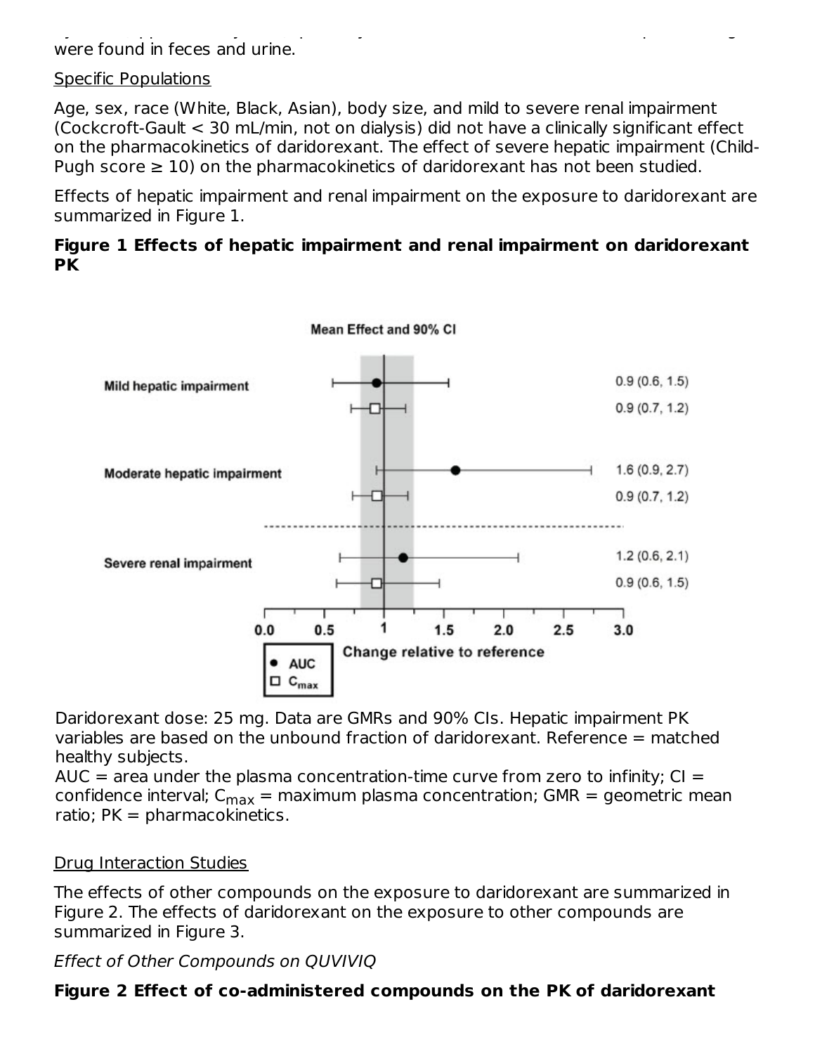were found in feces and urine.

Specific Populations

Age, sex, race (White, Black, Asian), body size, and mild to severe renal impairment (Cockcroft-Gault < 30 mL/min, not on dialysis) did not have a clinically significant effect on the pharmacokinetics of daridorexant. The effect of severe hepatic impairment (Child-Pugh score ≥ 10) on the pharmacokinetics of daridorexant has not been studied.

Effects of hepatic impairment and renal impairment on the exposure to daridorexant are summarized in Figure 1.

**Figure 1 Effects of hepatic impairment and renal impairment on daridorexant PK**

Mean Effect and 90% CI

| | | Mean Effect and 90% CI |
|---|---|---|
| Mild hepatic impairment | AUC | 0.9 (0.6, 1.5) |
| | $C_{max}$ | 0.9 (0.7, 1.2) |
| Moderate hepatic impairment | AUC | 1.6 (0.9, 2.7) |
| | $C_{max}$ | 0.9 (0.7, 1.2) |
| Severe renal impairment | AUC | 1.2 (0.6, 2.1) |
| | $C_{max}$ | 0.9 (0.6, 1.5) |

Change relative to reference

● AUC
□ $C_{max}$

Daridorexant dose: 25 mg. Data are GMRs and 90% CIs. Hepatic impairment PK variables are based on the unbound fraction of daridorexant. Reference = matched healthy subjects.
AUC = area under the plasma concentration-time curve from zero to infinity; CI = confidence interval; $C_{max}$ = maximum plasma concentration; GMR = geometric mean ratio; PK = pharmacokinetics.

Drug Interaction Studies

The effects of other compounds on the exposure to daridorexant are summarized in Figure 2. The effects of daridorexant on the exposure to other compounds are summarized in Figure 3.

*Effect of Other Compounds on QUVIVIQ*

**Figure 2 Effect of co-administered compounds on the PK of daridorexant**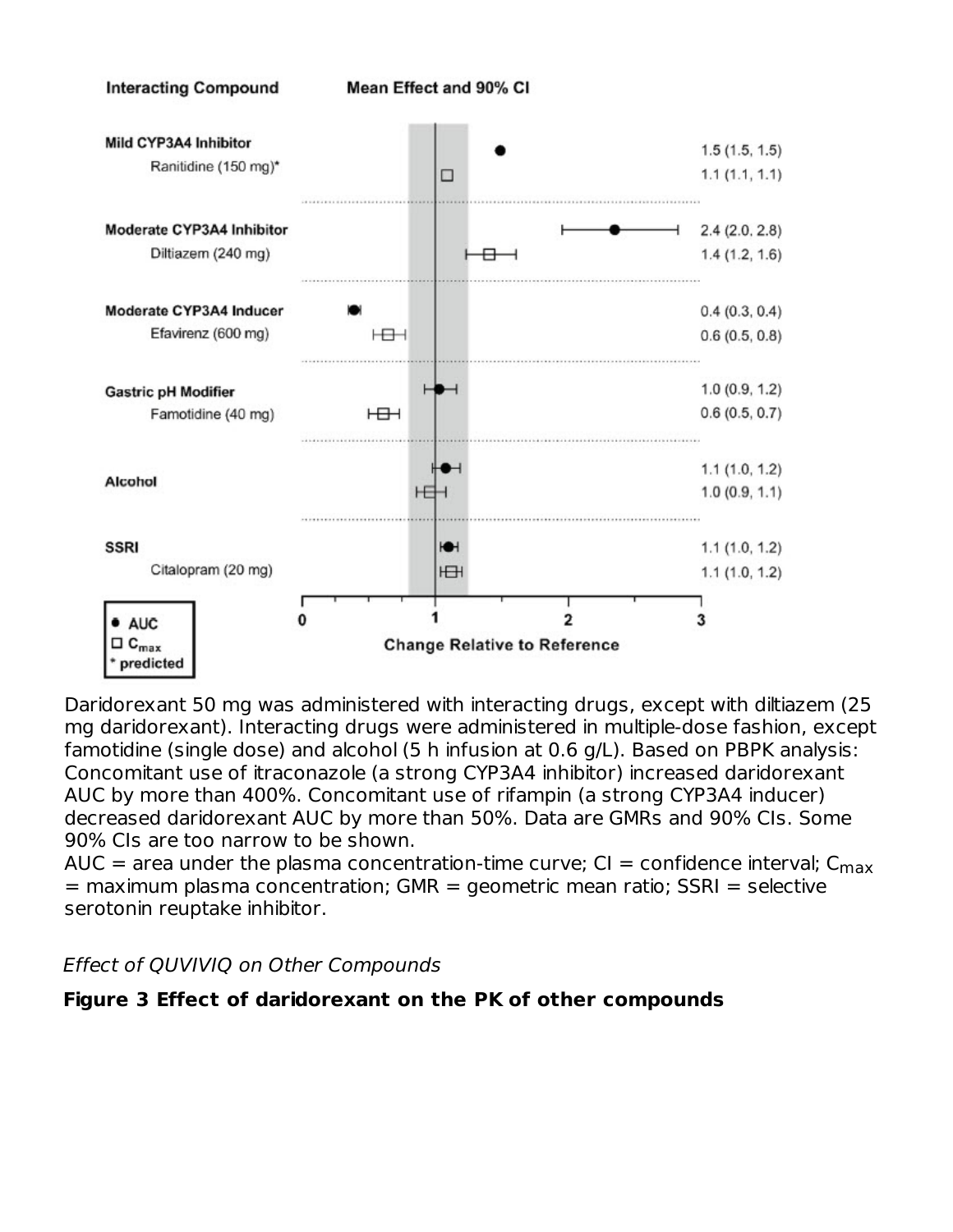| Interacting Compound | | Mean Effect and 90% CI |
| --- | --- | --- |
| Mild CYP3A4 Inhibitor Ranitidine (150 mg)* | AUC | 1.5 (1.5, 1.5) |
| | $C_{max}$ | 1.1 (1.1, 1.1) |
| Moderate CYP3A4 Inhibitor Diltiazem (240 mg) | AUC | 2.4 (2.0, 2.8) |
| | $C_{max}$ | 1.4 (1.2, 1.6) |
| Moderate CYP3A4 Inducer Efavirenz (600 mg) | AUC | 0.4 (0.3, 0.4) |
| | $C_{max}$ | 0.6 (0.5, 0.8) |
| Gastric pH Modifier Famotidine (40 mg) | AUC | 1.0 (0.9, 1.2) |
| | $C_{max}$ | 0.6 (0.5, 0.7) |
| Alcohol | AUC | 1.1 (1.0, 1.2) |
| | $C_{max}$ | 1.0 (0.9, 1.1) |
| SSRI Citalopram (20 mg) | AUC | 1.1 (1.0, 1.2) |
| | $C_{max}$ | 1.1 (1.0, 1.2) |

● AUC; □ $C_{max}$; * predicted

Change Relative to Reference

Daridorexant 50 mg was administered with interacting drugs, except with diltiazem (25 mg daridorexant). Interacting drugs were administered in multiple-dose fashion, except famotidine (single dose) and alcohol (5 h infusion at 0.6 g/L). Based on PBPK analysis: Concomitant use of itraconazole (a strong CYP3A4 inhibitor) increased daridorexant AUC by more than 400%. Concomitant use of rifampin (a strong CYP3A4 inducer) decreased daridorexant AUC by more than 50%. Data are GMRs and 90% CIs. Some 90% CIs are too narrow to be shown.

AUC = area under the plasma concentration-time curve; CI = confidence interval; $C_{max}$ = maximum plasma concentration; GMR = geometric mean ratio; SSRI = selective serotonin reuptake inhibitor.

*Effect of QUVIVIQ on Other Compounds*

**Figure 3 Effect of daridorexant on the PK of other compounds**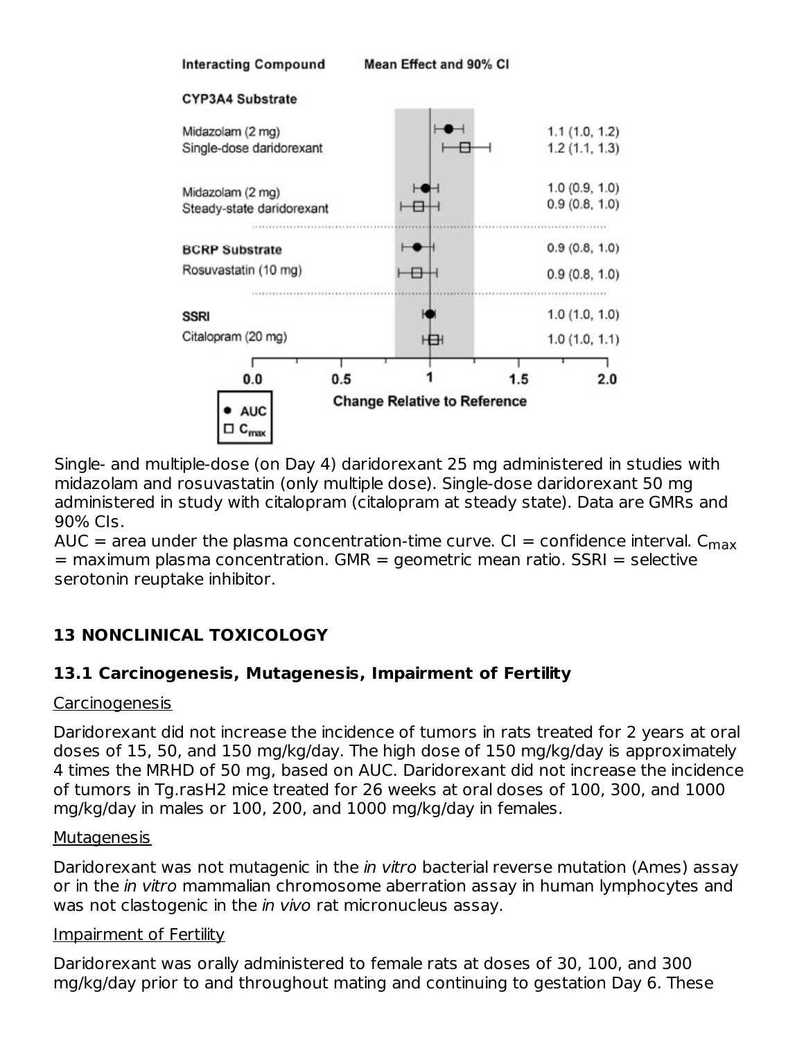| Interacting Compound | | Mean Effect and 90% CI |
|---|---|---|
| **CYP3A4 Substrate** | | |
| Midazolam (2 mg) Single-dose daridorexant | AUC | 1.1 (1.0, 1.2) |
| | $C_{max}$ | 1.2 (1.1, 1.3) |
| Midazolam (2 mg) Steady-state daridorexant | AUC | 1.0 (0.9, 1.0) |
| | $C_{max}$ | 0.9 (0.8, 1.0) |
| **BCRP Substrate** | | |
| Rosuvastatin (10 mg) | AUC | 0.9 (0.8, 1.0) |
| | $C_{max}$ | 0.9 (0.8, 1.0) |
| **SSRI** | | |
| Citalopram (20 mg) | AUC | 1.0 (1.0, 1.0) |
| | $C_{max}$ | 1.0 (1.0, 1.1) |

Change Relative to Reference

Single- and multiple-dose (on Day 4) daridorexant 25 mg administered in studies with midazolam and rosuvastatin (only multiple dose). Single-dose daridorexant 50 mg administered in study with citalopram (citalopram at steady state). Data are GMRs and 90% CIs.
AUC = area under the plasma concentration-time curve. CI = confidence interval. $C_{max}$ = maximum plasma concentration. GMR = geometric mean ratio. SSRI = selective serotonin reuptake inhibitor.

## 13 NONCLINICAL TOXICOLOGY

### 13.1 Carcinogenesis, Mutagenesis, Impairment of Fertility

Carcinogenesis

Daridorexant did not increase the incidence of tumors in rats treated for 2 years at oral doses of 15, 50, and 150 mg/kg/day. The high dose of 150 mg/kg/day is approximately 4 times the MRHD of 50 mg, based on AUC. Daridorexant did not increase the incidence of tumors in Tg.rasH2 mice treated for 26 weeks at oral doses of 100, 300, and 1000 mg/kg/day in males or 100, 200, and 1000 mg/kg/day in females.

Mutagenesis

Daridorexant was not mutagenic in the *in vitro* bacterial reverse mutation (Ames) assay or in the *in vitro* mammalian chromosome aberration assay in human lymphocytes and was not clastogenic in the *in vivo* rat micronucleus assay.

Impairment of Fertility

Daridorexant was orally administered to female rats at doses of 30, 100, and 300 mg/kg/day prior to and throughout mating and continuing to gestation Day 6. These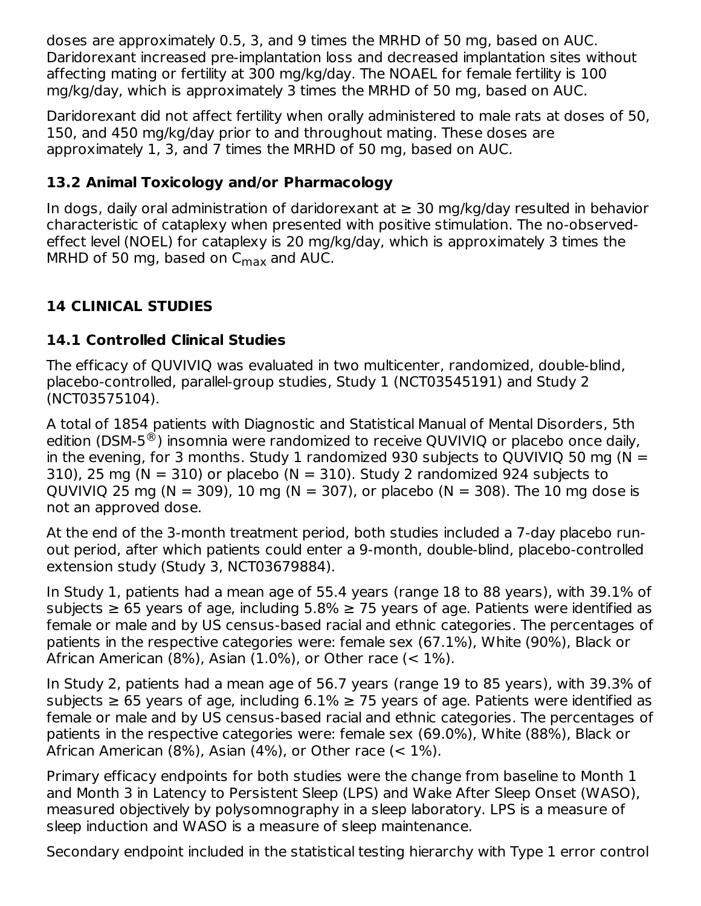doses are approximately 0.5, 3, and 9 times the MRHD of 50 mg, based on AUC. Daridorexant increased pre-implantation loss and decreased implantation sites without affecting mating or fertility at 300 mg/kg/day. The NOAEL for female fertility is 100 mg/kg/day, which is approximately 3 times the MRHD of 50 mg, based on AUC.

Daridorexant did not affect fertility when orally administered to male rats at doses of 50, 150, and 450 mg/kg/day prior to and throughout mating. These doses are approximately 1, 3, and 7 times the MRHD of 50 mg, based on AUC.

### 13.2 Animal Toxicology and/or Pharmacology

In dogs, daily oral administration of daridorexant at ≥ 30 mg/kg/day resulted in behavior characteristic of cataplexy when presented with positive stimulation. The no-observed-effect level (NOEL) for cataplexy is 20 mg/kg/day, which is approximately 3 times the MRHD of 50 mg, based on $C_{max}$ and AUC.

## 14 CLINICAL STUDIES

### 14.1 Controlled Clinical Studies

The efficacy of QUVIVIQ was evaluated in two multicenter, randomized, double-blind, placebo-controlled, parallel-group studies, Study 1 (NCT03545191) and Study 2 (NCT03575104).

A total of 1854 patients with Diagnostic and Statistical Manual of Mental Disorders, 5th edition (DSM-5®) insomnia were randomized to receive QUVIVIQ or placebo once daily, in the evening, for 3 months. Study 1 randomized 930 subjects to QUVIVIQ 50 mg (N = 310), 25 mg (N = 310) or placebo (N = 310). Study 2 randomized 924 subjects to QUVIVIQ 25 mg (N = 309), 10 mg (N = 307), or placebo (N = 308). The 10 mg dose is not an approved dose.

At the end of the 3-month treatment period, both studies included a 7-day placebo run-out period, after which patients could enter a 9-month, double-blind, placebo-controlled extension study (Study 3, NCT03679884).

In Study 1, patients had a mean age of 55.4 years (range 18 to 88 years), with 39.1% of subjects ≥ 65 years of age, including 5.8% ≥ 75 years of age. Patients were identified as female or male and by US census-based racial and ethnic categories. The percentages of patients in the respective categories were: female sex (67.1%), White (90%), Black or African American (8%), Asian (1.0%), or Other race (< 1%).

In Study 2, patients had a mean age of 56.7 years (range 19 to 85 years), with 39.3% of subjects ≥ 65 years of age, including 6.1% ≥ 75 years of age. Patients were identified as female or male and by US census-based racial and ethnic categories. The percentages of patients in the respective categories were: female sex (69.0%), White (88%), Black or African American (8%), Asian (4%), or Other race (< 1%).

Primary efficacy endpoints for both studies were the change from baseline to Month 1 and Month 3 in Latency to Persistent Sleep (LPS) and Wake After Sleep Onset (WASO), measured objectively by polysomnography in a sleep laboratory. LPS is a measure of sleep induction and WASO is a measure of sleep maintenance.

Secondary endpoint included in the statistical testing hierarchy with Type 1 error control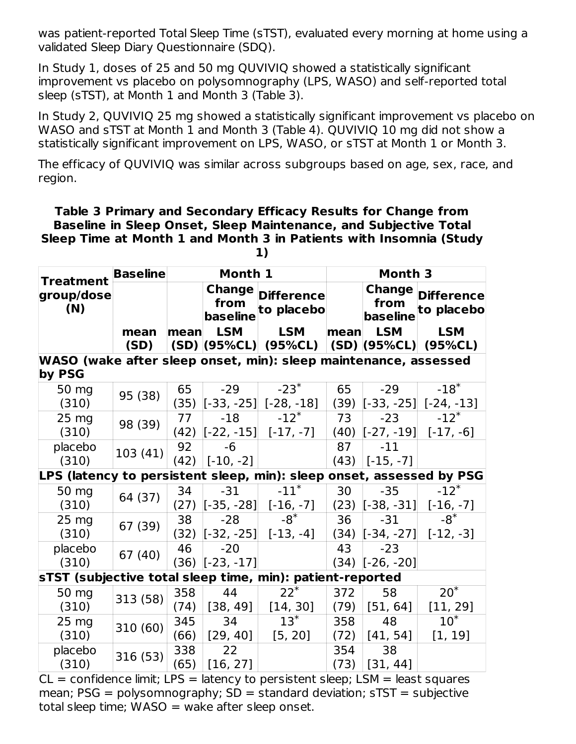was patient-reported Total Sleep Time (sTST), evaluated every morning at home using a validated Sleep Diary Questionnaire (SDQ).

In Study 1, doses of 25 and 50 mg QUVIVIQ showed a statistically significant improvement vs placebo on polysomnography (LPS, WASO) and self-reported total sleep (sTST), at Month 1 and Month 3 (Table 3).

In Study 2, QUVIVIQ 25 mg showed a statistically significant improvement vs placebo on WASO and sTST at Month 1 and Month 3 (Table 4). QUVIVIQ 10 mg did not show a statistically significant improvement on LPS, WASO, or sTST at Month 1 or Month 3.

The efficacy of QUVIVIQ was similar across subgroups based on age, sex, race, and region.

**Table 3 Primary and Secondary Efficacy Results for Change from Baseline in Sleep Onset, Sleep Maintenance, and Subjective Total Sleep Time at Month 1 and Month 3 in Patients with Insomnia (Study 1)**

| Treatment group/dose (N) | Baseline | Month 1 | | | Month 3 | | |
|---|---|---|---|---|---|---|---|
| | | | Change from baseline | Difference to placebo | | Change from baseline | Difference to placebo |
| | mean (SD) | mean (SD) | LSM (95%CL) | LSM (95%CL) | mean (SD) | LSM (95%CL) | LSM (95%CL) |
| **WASO (wake after sleep onset, min): sleep maintenance, assessed by PSG** | | | | | | | |
| 50 mg (310) | 95 (38) | 65 (35) | -29 [-33, -25] | -23* [-28, -18] | 65 (39) | -29 [-33, -25] | -18* [-24, -13] |
| 25 mg (310) | 98 (39) | 77 (42) | -18 [-22, -15] | -12* [-17, -7] | 73 (40) | -23 [-27, -19] | -12* [-17, -6] |
| placebo (310) | 103 (41) | 92 (42) | -6 [-10, -2] | | 87 (43) | -11 [-15, -7] | |
| **LPS (latency to persistent sleep, min): sleep onset, assessed by PSG** | | | | | | | |
| 50 mg (310) | 64 (37) | 34 (27) | -31 [-35, -28] | -11* [-16, -7] | 30 (23) | -35 [-38, -31] | -12* [-16, -7] |
| 25 mg (310) | 67 (39) | 38 (32) | -28 [-32, -25] | -8* [-13, -4] | 36 (34) | -31 [-34, -27] | -8* [-12, -3] |
| placebo (310) | 67 (40) | 46 (36) | -20 [-23, -17] | | 43 (34) | -23 [-26, -20] | |
| **sTST (subjective total sleep time, min): patient-reported** | | | | | | | |
| 50 mg (310) | 313 (58) | 358 (74) | 44 [38, 49] | 22* [14, 30] | 372 (79) | 58 [51, 64] | 20* [11, 29] |
| 25 mg (310) | 310 (60) | 345 (66) | 34 [29, 40] | 13* [5, 20] | 358 (72) | 48 [41, 54] | 10* [1, 19] |
| placebo (310) | 316 (53) | 338 (65) | 22 [16, 27] | | 354 (73) | 38 [31, 44] | |

CL = confidence limit; LPS = latency to persistent sleep; LSM = least squares mean; PSG = polysomnography; SD = standard deviation; sTST = subjective total sleep time; WASO = wake after sleep onset.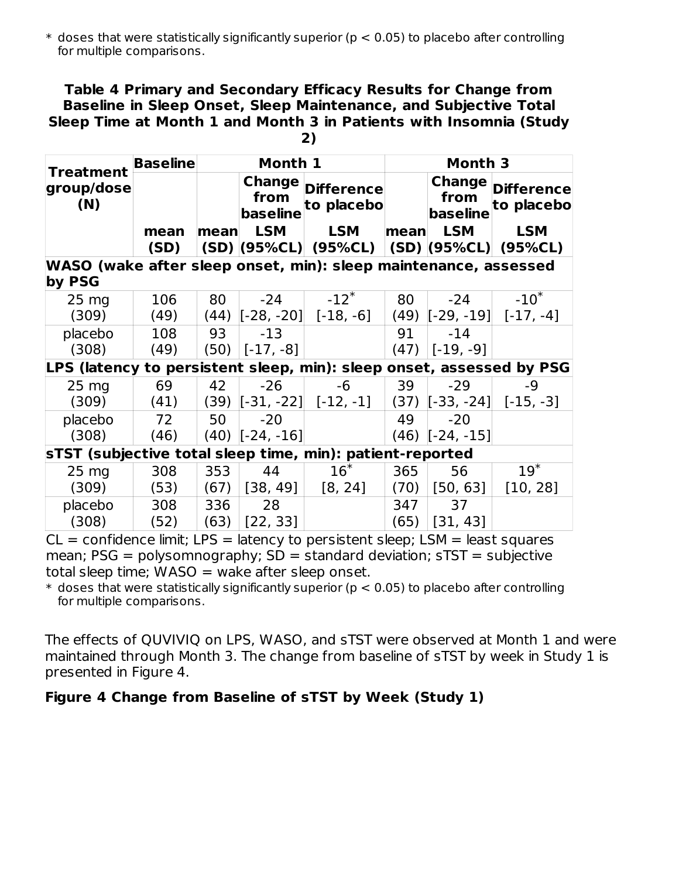\* doses that were statistically significantly superior ($p < 0.05$) to placebo after controlling for multiple comparisons.

**Table 4 Primary and Secondary Efficacy Results for Change from Baseline in Sleep Onset, Sleep Maintenance, and Subjective Total Sleep Time at Month 1 and Month 3 in Patients with Insomnia (Study 2)**

| Treatment group/dose (N) | Baseline | Month 1 | | | Month 3 | | |
|---|---|---|---|---|---|---|---|
| | | | Change from baseline | Difference to placebo | | Change from baseline | Difference to placebo |
| | mean (SD) | mean (SD) | LSM (95%CL) | LSM (95%CL) | mean (SD) | LSM (95%CL) | LSM (95%CL) |
| **WASO (wake after sleep onset, min): sleep maintenance, assessed by PSG** | | | | | | | |
| 25 mg (309) | 106 (49) | 80 (44) | -24 [-28, -20] | -12* [-18, -6] | 80 (49) | -24 [-29, -19] | -10* [-17, -4] |
| placebo (308) | 108 (49) | 93 (50) | -13 [-17, -8] | | 91 (47) | -14 [-19, -9] | |
| **LPS (latency to persistent sleep, min): sleep onset, assessed by PSG** | | | | | | | |
| 25 mg (309) | 69 (41) | 42 (39) | -26 [-31, -22] | -6 [-12, -1] | 39 (37) | -29 [-33, -24] | -9 [-15, -3] |
| placebo (308) | 72 (46) | 50 (40) | -20 [-24, -16] | | 49 (46) | -20 [-24, -15] | |
| **sTST (subjective total sleep time, min): patient-reported** | | | | | | | |
| 25 mg (309) | 308 (53) | 353 (67) | 44 [38, 49] | 16* [8, 24] | 365 (70) | 56 [50, 63] | 19* [10, 28] |
| placebo (308) | 308 (52) | 336 (63) | 28 [22, 33] | | 347 (65) | 37 [31, 43] | |

CL = confidence limit; LPS = latency to persistent sleep; LSM = least squares mean; PSG = polysomnography; SD = standard deviation; sTST = subjective total sleep time; WASO = wake after sleep onset.

\* doses that were statistically significantly superior ($p < 0.05$) to placebo after controlling for multiple comparisons.

The effects of QUVIVIQ on LPS, WASO, and sTST were observed at Month 1 and were maintained through Month 3. The change from baseline of sTST by week in Study 1 is presented in Figure 4.

**Figure 4 Change from Baseline of sTST by Week (Study 1)**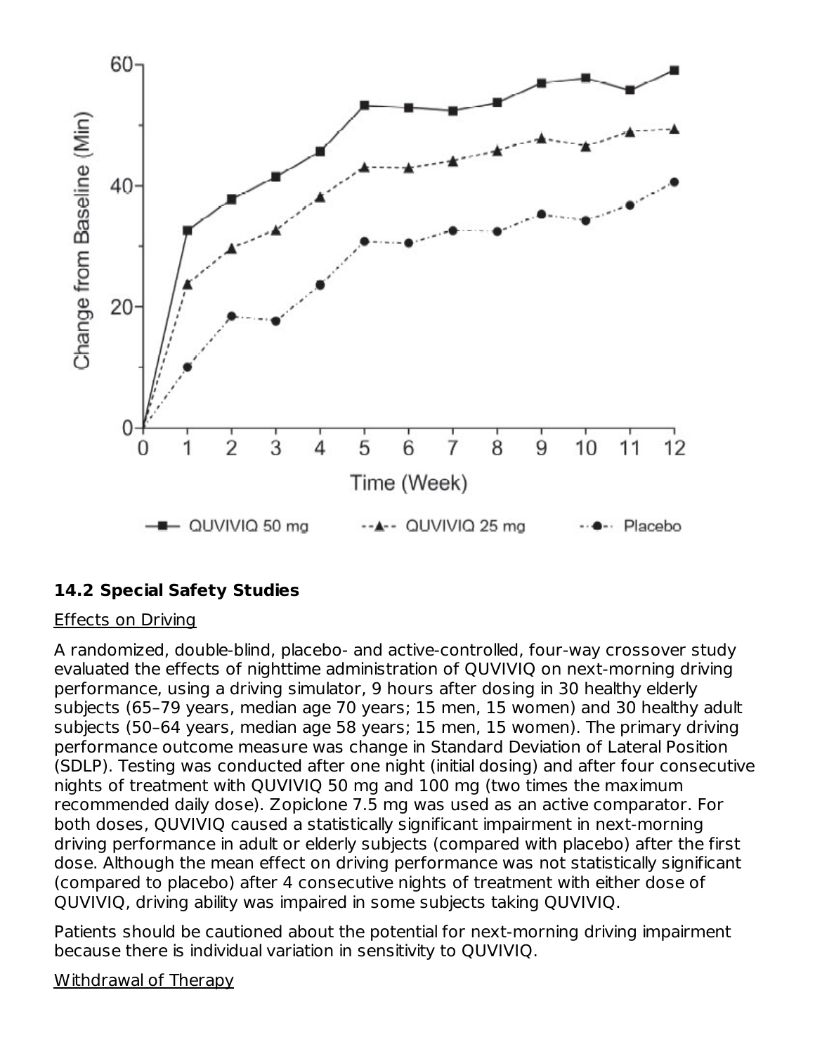## 14.2 Special Safety Studies

Effects on Driving

A randomized, double-blind, placebo- and active-controlled, four-way crossover study evaluated the effects of nighttime administration of QUVIVIQ on next-morning driving performance, using a driving simulator, 9 hours after dosing in 30 healthy elderly subjects (65–79 years, median age 70 years; 15 men, 15 women) and 30 healthy adult subjects (50–64 years, median age 58 years; 15 men, 15 women). The primary driving performance outcome measure was change in Standard Deviation of Lateral Position (SDLP). Testing was conducted after one night (initial dosing) and after four consecutive nights of treatment with QUVIVIQ 50 mg and 100 mg (two times the maximum recommended daily dose). Zopiclone 7.5 mg was used as an active comparator. For both doses, QUVIVIQ caused a statistically significant impairment in next-morning driving performance in adult or elderly subjects (compared with placebo) after the first dose. Although the mean effect on driving performance was not statistically significant (compared to placebo) after 4 consecutive nights of treatment with either dose of QUVIVIQ, driving ability was impaired in some subjects taking QUVIVIQ.

Patients should be cautioned about the potential for next-morning driving impairment because there is individual variation in sensitivity to QUVIVIQ.

Withdrawal of Therapy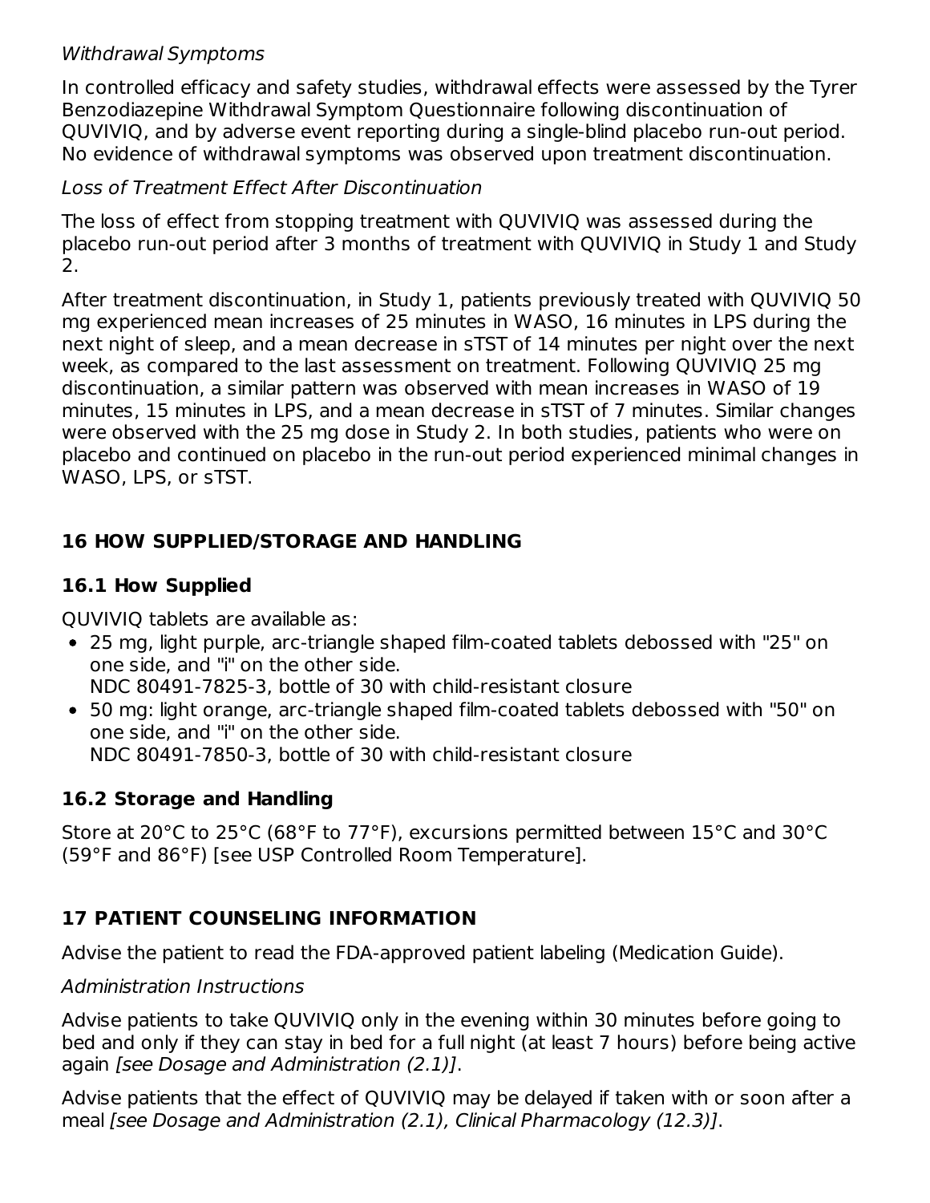*Withdrawal Symptoms*

In controlled efficacy and safety studies, withdrawal effects were assessed by the Tyrer Benzodiazepine Withdrawal Symptom Questionnaire following discontinuation of QUVIVIQ, and by adverse event reporting during a single-blind placebo run-out period. No evidence of withdrawal symptoms was observed upon treatment discontinuation.

*Loss of Treatment Effect After Discontinuation*

The loss of effect from stopping treatment with QUVIVIQ was assessed during the placebo run-out period after 3 months of treatment with QUVIVIQ in Study 1 and Study 2.

After treatment discontinuation, in Study 1, patients previously treated with QUVIVIQ 50 mg experienced mean increases of 25 minutes in WASO, 16 minutes in LPS during the next night of sleep, and a mean decrease in sTST of 14 minutes per night over the next week, as compared to the last assessment on treatment. Following QUVIVIQ 25 mg discontinuation, a similar pattern was observed with mean increases in WASO of 19 minutes, 15 minutes in LPS, and a mean decrease in sTST of 7 minutes. Similar changes were observed with the 25 mg dose in Study 2. In both studies, patients who were on placebo and continued on placebo in the run-out period experienced minimal changes in WASO, LPS, or sTST.

## 16 HOW SUPPLIED/STORAGE AND HANDLING

### 16.1 How Supplied

QUVIVIQ tablets are available as:

- 25 mg, light purple, arc-triangle shaped film-coated tablets debossed with "25" on one side, and "i" on the other side.
  NDC 80491-7825-3, bottle of 30 with child-resistant closure
- 50 mg: light orange, arc-triangle shaped film-coated tablets debossed with "50" on one side, and "i" on the other side.
  NDC 80491-7850-3, bottle of 30 with child-resistant closure

### 16.2 Storage and Handling

Store at 20°C to 25°C (68°F to 77°F), excursions permitted between 15°C and 30°C (59°F and 86°F) [see USP Controlled Room Temperature].

## 17 PATIENT COUNSELING INFORMATION

Advise the patient to read the FDA-approved patient labeling (Medication Guide).

*Administration Instructions*

Advise patients to take QUVIVIQ only in the evening within 30 minutes before going to bed and only if they can stay in bed for a full night (at least 7 hours) before being active again *[see Dosage and Administration (2.1)]*.

Advise patients that the effect of QUVIVIQ may be delayed if taken with or soon after a meal *[see Dosage and Administration (2.1), Clinical Pharmacology (12.3)]*.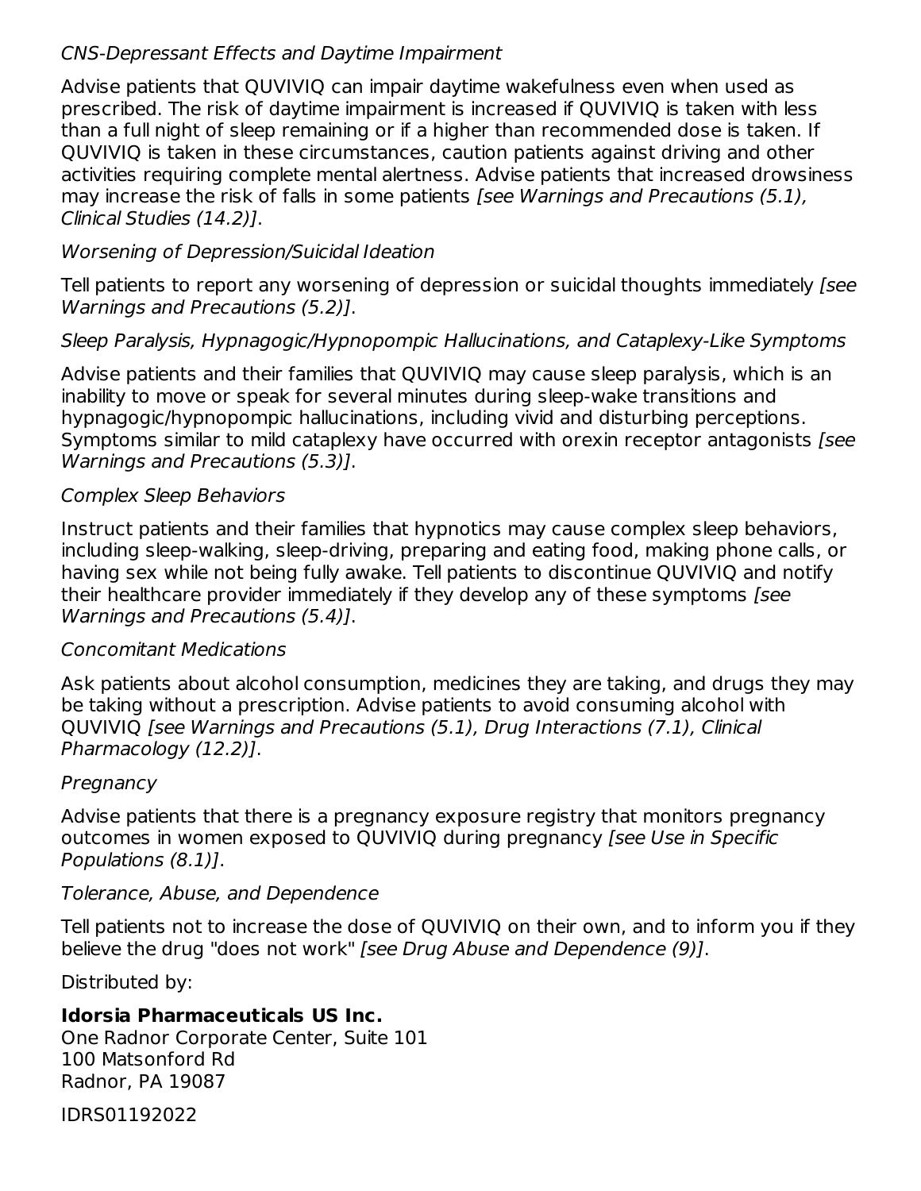*CNS-Depressant Effects and Daytime Impairment*

Advise patients that QUVIVIQ can impair daytime wakefulness even when used as prescribed. The risk of daytime impairment is increased if QUVIVIQ is taken with less than a full night of sleep remaining or if a higher than recommended dose is taken. If QUVIVIQ is taken in these circumstances, caution patients against driving and other activities requiring complete mental alertness. Advise patients that increased drowsiness may increase the risk of falls in some patients *[see Warnings and Precautions (5.1), Clinical Studies (14.2)]*.

*Worsening of Depression/Suicidal Ideation*

Tell patients to report any worsening of depression or suicidal thoughts immediately *[see Warnings and Precautions (5.2)]*.

*Sleep Paralysis, Hypnagogic/Hypnopompic Hallucinations, and Cataplexy-Like Symptoms*

Advise patients and their families that QUVIVIQ may cause sleep paralysis, which is an inability to move or speak for several minutes during sleep-wake transitions and hypnagogic/hypnopompic hallucinations, including vivid and disturbing perceptions. Symptoms similar to mild cataplexy have occurred with orexin receptor antagonists *[see Warnings and Precautions (5.3)]*.

*Complex Sleep Behaviors*

Instruct patients and their families that hypnotics may cause complex sleep behaviors, including sleep-walking, sleep-driving, preparing and eating food, making phone calls, or having sex while not being fully awake. Tell patients to discontinue QUVIVIQ and notify their healthcare provider immediately if they develop any of these symptoms *[see Warnings and Precautions (5.4)]*.

*Concomitant Medications*

Ask patients about alcohol consumption, medicines they are taking, and drugs they may be taking without a prescription. Advise patients to avoid consuming alcohol with QUVIVIQ *[see Warnings and Precautions (5.1), Drug Interactions (7.1), Clinical Pharmacology (12.2)]*.

*Pregnancy*

Advise patients that there is a pregnancy exposure registry that monitors pregnancy outcomes in women exposed to QUVIVIQ during pregnancy *[see Use in Specific Populations (8.1)]*.

*Tolerance, Abuse, and Dependence*

Tell patients not to increase the dose of QUVIVIQ on their own, and to inform you if they believe the drug "does not work" *[see Drug Abuse and Dependence (9)]*.

Distributed by:

**Idorsia Pharmaceuticals US Inc.**
One Radnor Corporate Center, Suite 101
100 Matsonford Rd
Radnor, PA 19087

IDRS01192022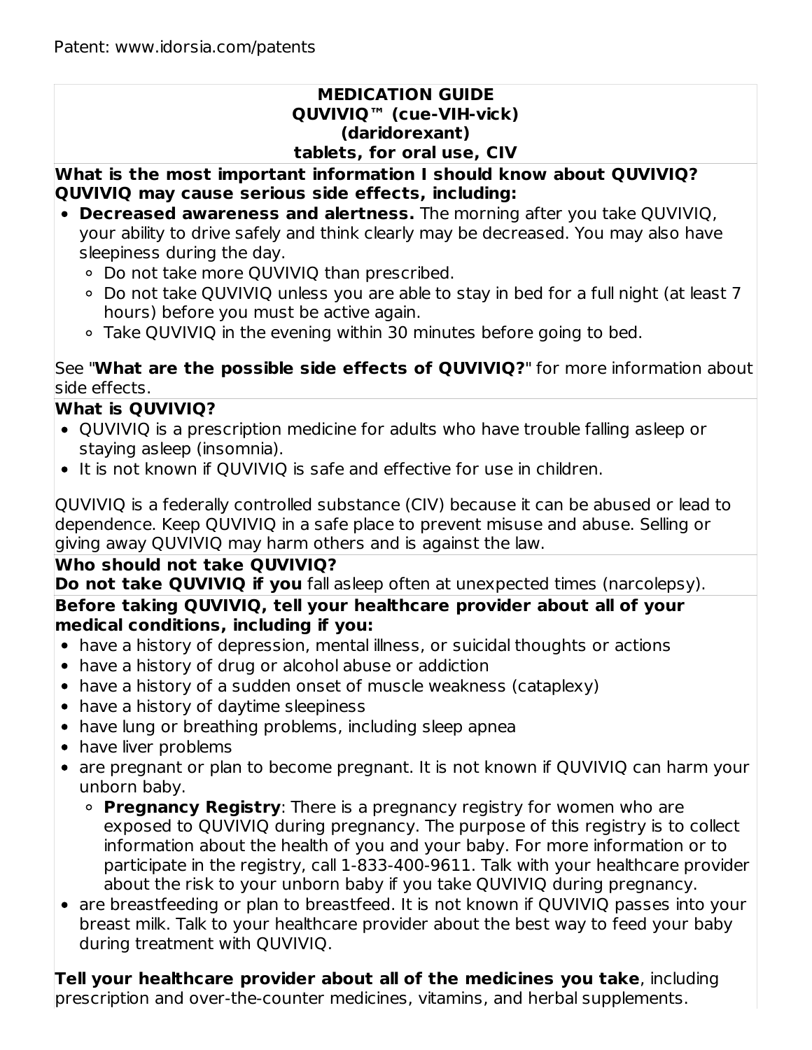Patent: www.idorsia.com/patents

**MEDICATION GUIDE**
**QUVIVIQ™ (cue-VIH-vick)**
**(daridorexant)**
**tablets, for oral use, CIV**

**What is the most important information I should know about QUVIVIQ?**
**QUVIVIQ may cause serious side effects, including:**

- **Decreased awareness and alertness.** The morning after you take QUVIVIQ, your ability to drive safely and think clearly may be decreased. You may also have sleepiness during the day.
  - Do not take more QUVIVIQ than prescribed.
  - Do not take QUVIVIQ unless you are able to stay in bed for a full night (at least 7 hours) before you must be active again.
  - Take QUVIVIQ in the evening within 30 minutes before going to bed.

See "**What are the possible side effects of QUVIVIQ?**" for more information about side effects.

**What is QUVIVIQ?**

- QUVIVIQ is a prescription medicine for adults who have trouble falling asleep or staying asleep (insomnia).
- It is not known if QUVIVIQ is safe and effective for use in children.

QUVIVIQ is a federally controlled substance (CIV) because it can be abused or lead to dependence. Keep QUVIVIQ in a safe place to prevent misuse and abuse. Selling or giving away QUVIVIQ may harm others and is against the law.

**Who should not take QUVIVIQ?**
**Do not take QUVIVIQ if you** fall asleep often at unexpected times (narcolepsy).

**Before taking QUVIVIQ, tell your healthcare provider about all of your medical conditions, including if you:**

- have a history of depression, mental illness, or suicidal thoughts or actions
- have a history of drug or alcohol abuse or addiction
- have a history of a sudden onset of muscle weakness (cataplexy)
- have a history of daytime sleepiness
- have lung or breathing problems, including sleep apnea
- have liver problems
- are pregnant or plan to become pregnant. It is not known if QUVIVIQ can harm your unborn baby.
  - **Pregnancy Registry**: There is a pregnancy registry for women who are exposed to QUVIVIQ during pregnancy. The purpose of this registry is to collect information about the health of you and your baby. For more information or to participate in the registry, call 1-833-400-9611. Talk with your healthcare provider about the risk to your unborn baby if you take QUVIVIQ during pregnancy.
- are breastfeeding or plan to breastfeed. It is not known if QUVIVIQ passes into your breast milk. Talk to your healthcare provider about the best way to feed your baby during treatment with QUVIVIQ.

**Tell your healthcare provider about all of the medicines you take**, including prescription and over-the-counter medicines, vitamins, and herbal supplements.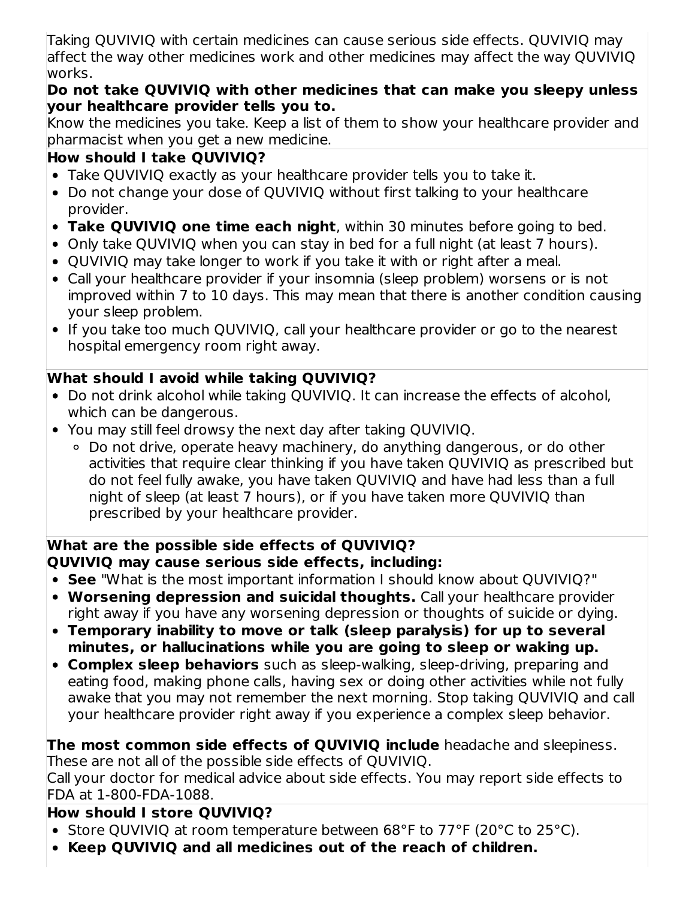Taking QUVIVIQ with certain medicines can cause serious side effects. QUVIVIQ may affect the way other medicines work and other medicines may affect the way QUVIVIQ works.

**Do not take QUVIVIQ with other medicines that can make you sleepy unless your healthcare provider tells you to.**

Know the medicines you take. Keep a list of them to show your healthcare provider and pharmacist when you get a new medicine.

**How should I take QUVIVIQ?**

- Take QUVIVIQ exactly as your healthcare provider tells you to take it.
- Do not change your dose of QUVIVIQ without first talking to your healthcare provider.
- **Take QUVIVIQ one time each night**, within 30 minutes before going to bed.
- Only take QUVIVIQ when you can stay in bed for a full night (at least 7 hours).
- QUVIVIQ may take longer to work if you take it with or right after a meal.
- Call your healthcare provider if your insomnia (sleep problem) worsens or is not improved within 7 to 10 days. This may mean that there is another condition causing your sleep problem.
- If you take too much QUVIVIQ, call your healthcare provider or go to the nearest hospital emergency room right away.

**What should I avoid while taking QUVIVIQ?**

- Do not drink alcohol while taking QUVIVIQ. It can increase the effects of alcohol, which can be dangerous.
- You may still feel drowsy the next day after taking QUVIVIQ.
  - Do not drive, operate heavy machinery, do anything dangerous, or do other activities that require clear thinking if you have taken QUVIVIQ as prescribed but do not feel fully awake, you have taken QUVIVIQ and have had less than a full night of sleep (at least 7 hours), or if you have taken more QUVIVIQ than prescribed by your healthcare provider.

**What are the possible side effects of QUVIVIQ?**
**QUVIVIQ may cause serious side effects, including:**

- **See** "What is the most important information I should know about QUVIVIQ?"
- **Worsening depression and suicidal thoughts.** Call your healthcare provider right away if you have any worsening depression or thoughts of suicide or dying.
- **Temporary inability to move or talk (sleep paralysis) for up to several minutes, or hallucinations while you are going to sleep or waking up.**
- **Complex sleep behaviors** such as sleep-walking, sleep-driving, preparing and eating food, making phone calls, having sex or doing other activities while not fully awake that you may not remember the next morning. Stop taking QUVIVIQ and call your healthcare provider right away if you experience a complex sleep behavior.

**The most common side effects of QUVIVIQ include** headache and sleepiness.

These are not all of the possible side effects of QUVIVIQ.

Call your doctor for medical advice about side effects. You may report side effects to FDA at 1-800-FDA-1088.

**How should I store QUVIVIQ?**

- Store QUVIVIQ at room temperature between 68°F to 77°F (20°C to 25°C).
- **Keep QUVIVIQ and all medicines out of the reach of children.**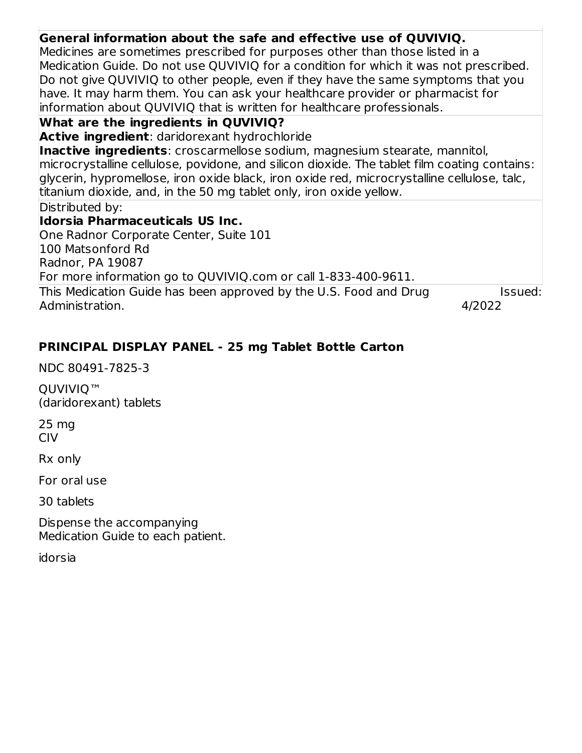**General information about the safe and effective use of QUVIVIQ.**
Medicines are sometimes prescribed for purposes other than those listed in a Medication Guide. Do not use QUVIVIQ for a condition for which it was not prescribed. Do not give QUVIVIQ to other people, even if they have the same symptoms that you have. It may harm them. You can ask your healthcare provider or pharmacist for information about QUVIVIQ that is written for healthcare professionals.

**What are the ingredients in QUVIVIQ?**

**Active ingredient**: daridorexant hydrochloride

**Inactive ingredients**: croscarmellose sodium, magnesium stearate, mannitol, microcrystalline cellulose, povidone, and silicon dioxide. The tablet film coating contains: glycerin, hypromellose, iron oxide black, iron oxide red, microcrystalline cellulose, talc, titanium dioxide, and, in the 50 mg tablet only, iron oxide yellow.

Distributed by:
**Idorsia Pharmaceuticals US Inc.**
One Radnor Corporate Center, Suite 101
100 Matsonford Rd
Radnor, PA 19087
For more information go to QUVIVIQ.com or call 1-833-400-9611.

This Medication Guide has been approved by the U.S. Food and Drug Administration. Issued: 4/2022

**PRINCIPAL DISPLAY PANEL - 25 mg Tablet Bottle Carton**

NDC 80491-7825-3

QUVIVIQ™
(daridorexant) tablets

25 mg
CIV

Rx only

For oral use

30 tablets

Dispense the accompanying
Medication Guide to each patient.

idorsia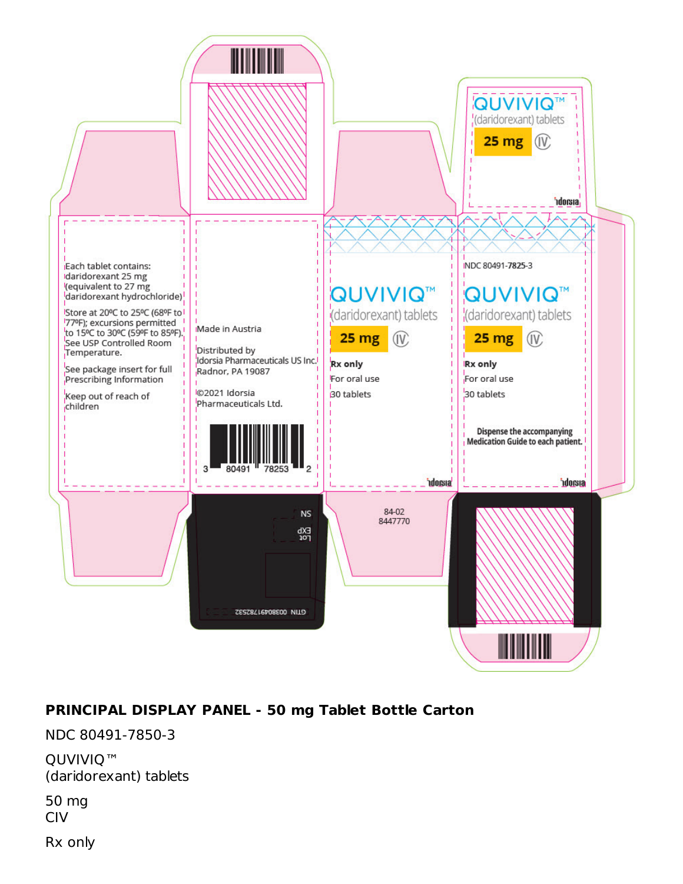Each tablet contains:
daridorexant 25 mg
(equivalent to 27 mg
daridorexant hydrochloride)

Store at 20ºC to 25ºC (68ºF to 77ºF); excursions permitted to 15ºC to 30ºC (59ºF to 85ºF). See USP Controlled Room Temperature.

See package insert for full Prescribing Information

Keep out of reach of children

Made in Austria

Distributed by
Idorsia Pharmaceuticals US Inc.
Radnor, PA 19087

©2021 Idorsia Pharmaceuticals Ltd.

3 80491 78253 2

QUVIVIQ™
(daridorexant) tablets
25 mg CIV

Rx only
For oral use
30 tablets

idorsia

NDC 80491-7825-3

QUVIVIQ™
(daridorexant) tablets
25 mg CIV

Rx only
For oral use
30 tablets

Dispense the accompanying Medication Guide to each patient.

idorsia

84-02
8447770

SN
EXP
Lot

GTIN 00380491782532

**PRINCIPAL DISPLAY PANEL - 50 mg Tablet Bottle Carton**

NDC 80491-7850-3

QUVIVIQ™
(daridorexant) tablets

50 mg
CIV

Rx only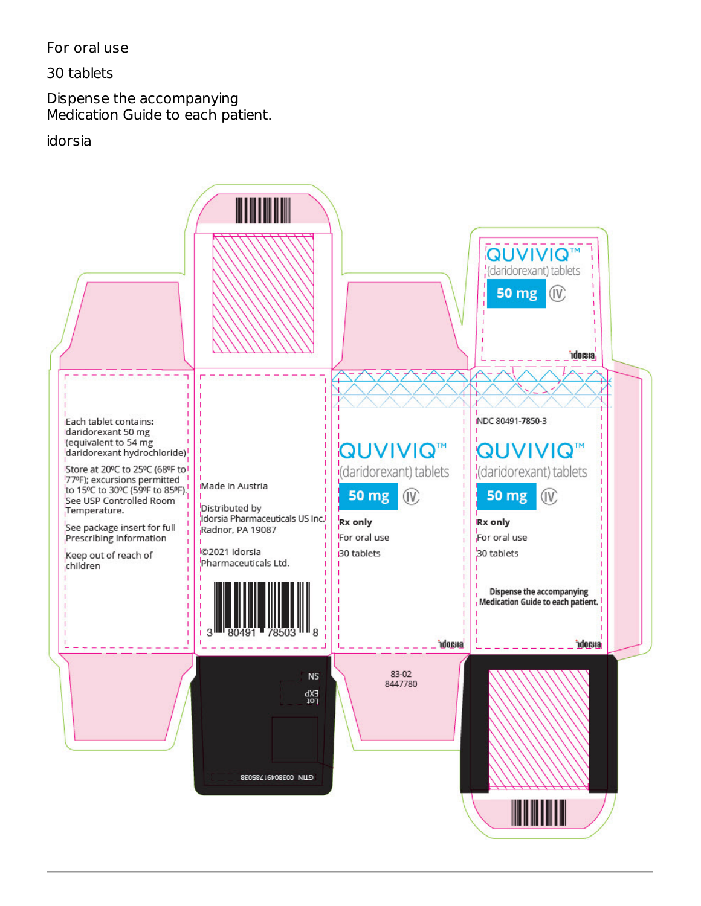For oral use

30 tablets

Dispense the accompanying Medication Guide to each patient.

idorsia

QUVIVIQ™ (daridorexant) tablets 50 mg CIV

idorsia

Each tablet contains: daridorexant 50 mg (equivalent to 54 mg daridorexant hydrochloride)

Store at 20ºC to 25ºC (68ºF to 77ºF); excursions permitted to 15ºC to 30ºC (59ºF to 85ºF). See USP Controlled Room Temperature.

See package insert for full Prescribing Information

Keep out of reach of children

Made in Austria

Distributed by Idorsia Pharmaceuticals US Inc. Radnor, PA 19087

©2021 Idorsia Pharmaceuticals Ltd.

3 80491 78503 8

QUVIVIQ™ (daridorexant) tablets 50 mg CIV

**Rx only**

For oral use

30 tablets

idorsia

NDC 80491-**7850-3**

QUVIVIQ™ (daridorexant) tablets 50 mg CIV

**Rx only**

For oral use

30 tablets

**Dispense the accompanying Medication Guide to each patient.**

idorsia

SN

EXP

Lot

GTIN 00380491785038

83-02
8447780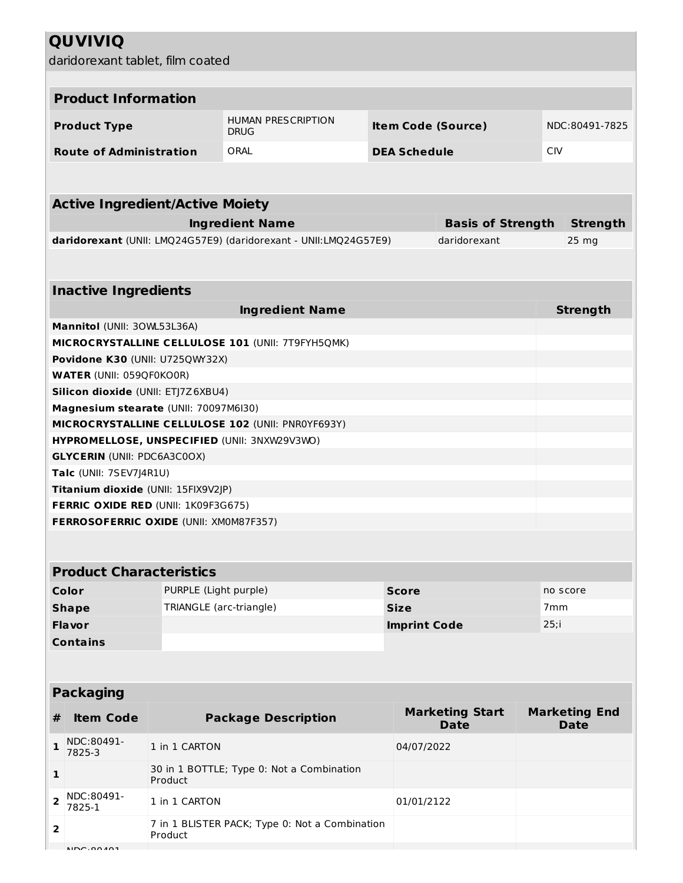# QUVIVIQ

daridorexant tablet, film coated

## Product Information

| Product Information | | | |
|---|---|---|---|
| **Product Type** | HUMAN PRESCRIPTION DRUG | **Item Code (Source)** | NDC:80491-7825 |
| **Route of Administration** | ORAL | **DEA Schedule** | CIV |

## Active Ingredient/Active Moiety

| Ingredient Name | Basis of Strength | Strength |
|---|---|---|
| **daridorexant** (UNII: LMQ24G57E9) (daridorexant - UNII:LMQ24G57E9) | daridorexant | 25 mg |

## Inactive Ingredients

| Ingredient Name | Strength |
|---|---|
| **Mannitol** (UNII: 3OWL53L36A) | |
| **MICROCRYSTALLINE CELLULOSE 101** (UNII: 7T9FYH5QMK) | |
| **Povidone K30** (UNII: U725QWY32X) | |
| **WATER** (UNII: 059QF0KO0R) | |
| **Silicon dioxide** (UNII: ETJ7Z6XBU4) | |
| **Magnesium stearate** (UNII: 70097M6I30) | |
| **MICROCRYSTALLINE CELLULOSE 102** (UNII: PNR0YF693Y) | |
| **HYPROMELLOSE, UNSPECIFIED** (UNII: 3NXW29V3WO) | |
| **GLYCERIN** (UNII: PDC6A3C0OX) | |
| **Talc** (UNII: 7SEV7J4R1U) | |
| **Titanium dioxide** (UNII: 15FIX9V2JP) | |
| **FERRIC OXIDE RED** (UNII: 1K09F3G675) | |
| **FERROSOFERRIC OXIDE** (UNII: XM0M87F357) | |

## Product Characteristics

| Product Characteristics | | | |
|---|---|---|---|
| **Color** | PURPLE (Light purple) | **Score** | no score |
| **Shape** | TRIANGLE (arc-triangle) | **Size** | 7mm |
| **Flavor** | | **Imprint Code** | 25;i |
| **Contains** | | | |

## Packaging

| # | Item Code | Package Description | Marketing Start Date | Marketing End Date |
|---|---|---|---|---|
| **1** | NDC:80491-7825-3 | 1 in 1 CARTON | 04/07/2022 | |
| **1** | | 30 in 1 BOTTLE; Type 0: Not a Combination Product | | |
| **2** | NDC:80491-7825-1 | 1 in 1 CARTON | 01/01/2122 | |
| **2** | | 7 in 1 BLISTER PACK; Type 0: Not a Combination Product | | |
| | NDC:80491- | | | |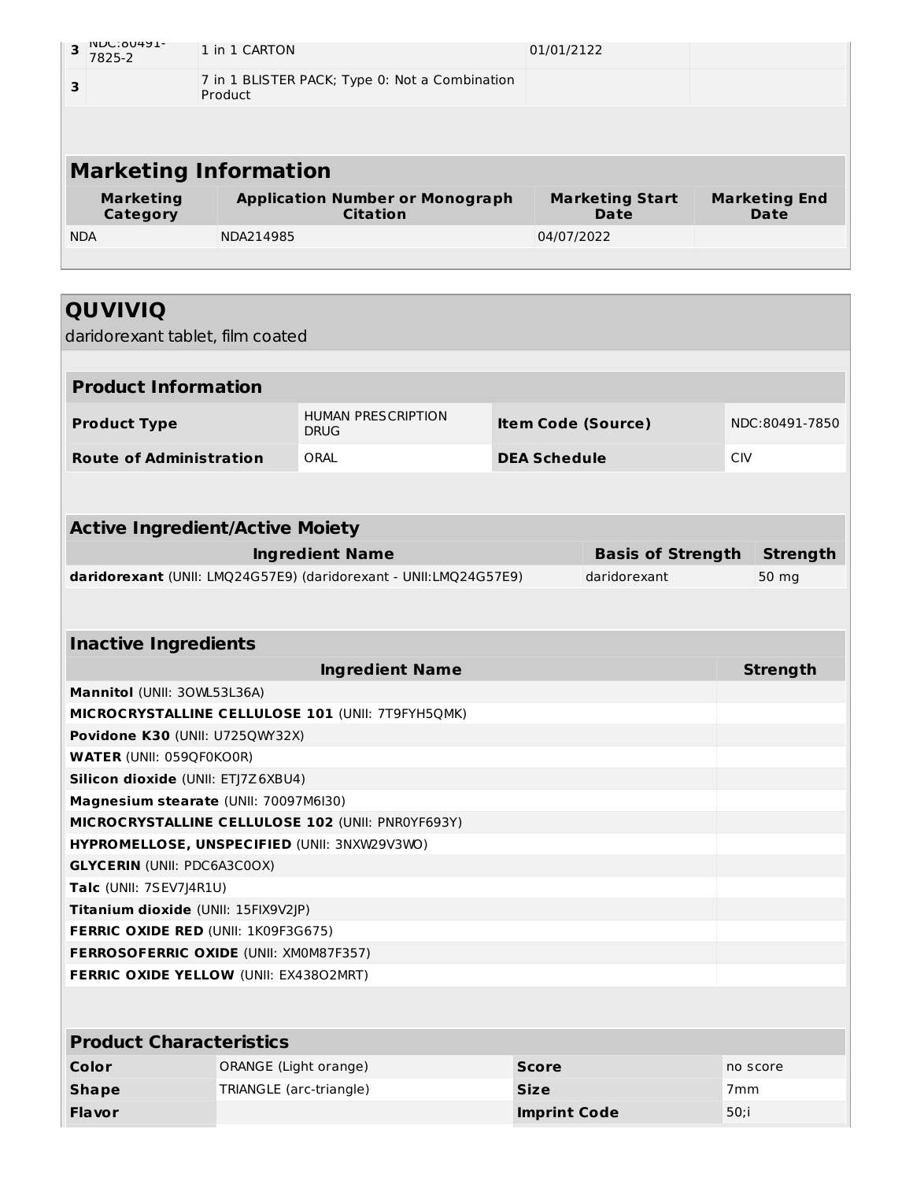| 3 | NDC:80491-7825-2 | 1 in 1 CARTON | 01/01/2122 | |
|---|---|---|---|---|
| 3 | | 7 in 1 BLISTER PACK; Type 0: Not a Combination Product | | |

## Marketing Information

| Marketing Category | Application Number or Monograph Citation | Marketing Start Date | Marketing End Date |
|---|---|---|---|
| NDA | NDA214985 | 04/07/2022 | |

## QUVIVIQ

daridorexant tablet, film coated

### Product Information

| | | | |
|---|---|---|---|
| **Product Type** | HUMAN PRESCRIPTION DRUG | **Item Code (Source)** | NDC:80491-7850 |
| **Route of Administration** | ORAL | **DEA Schedule** | CIV |

### Active Ingredient/Active Moiety

| Ingredient Name | Basis of Strength | Strength |
|---|---|---|
| **daridorexant** (UNII: LMQ24G57E9) (daridorexant - UNII:LMQ24G57E9) | daridorexant | 50 mg |

### Inactive Ingredients

| Ingredient Name | Strength |
|---|---|
| **Mannitol** (UNII: 3OWL53L36A) | |
| **MICROCRYSTALLINE CELLULOSE 101** (UNII: 7T9FYH5QMK) | |
| **Povidone K30** (UNII: U725QWY32X) | |
| **WATER** (UNII: 059QF0KO0R) | |
| **Silicon dioxide** (UNII: ETJ7Z6XBU4) | |
| **Magnesium stearate** (UNII: 70097M6I30) | |
| **MICROCRYSTALLINE CELLULOSE 102** (UNII: PNR0YF693Y) | |
| **HYPROMELLOSE, UNSPECIFIED** (UNII: 3NXW29V3WO) | |
| **GLYCERIN** (UNII: PDC6A3C0OX) | |
| **Talc** (UNII: 7SEV7J4R1U) | |
| **Titanium dioxide** (UNII: 15FIX9V2JP) | |
| **FERRIC OXIDE RED** (UNII: 1K09F3G675) | |
| **FERROSOFERRIC OXIDE** (UNII: XM0M87F357) | |
| **FERRIC OXIDE YELLOW** (UNII: EX438O2MRT) | |

### Product Characteristics

| | | | |
|---|---|---|---|
| **Color** | ORANGE (Light orange) | **Score** | no score |
| **Shape** | TRIANGLE (arc-triangle) | **Size** | 7mm |
| **Flavor** | | **Imprint Code** | 50;i |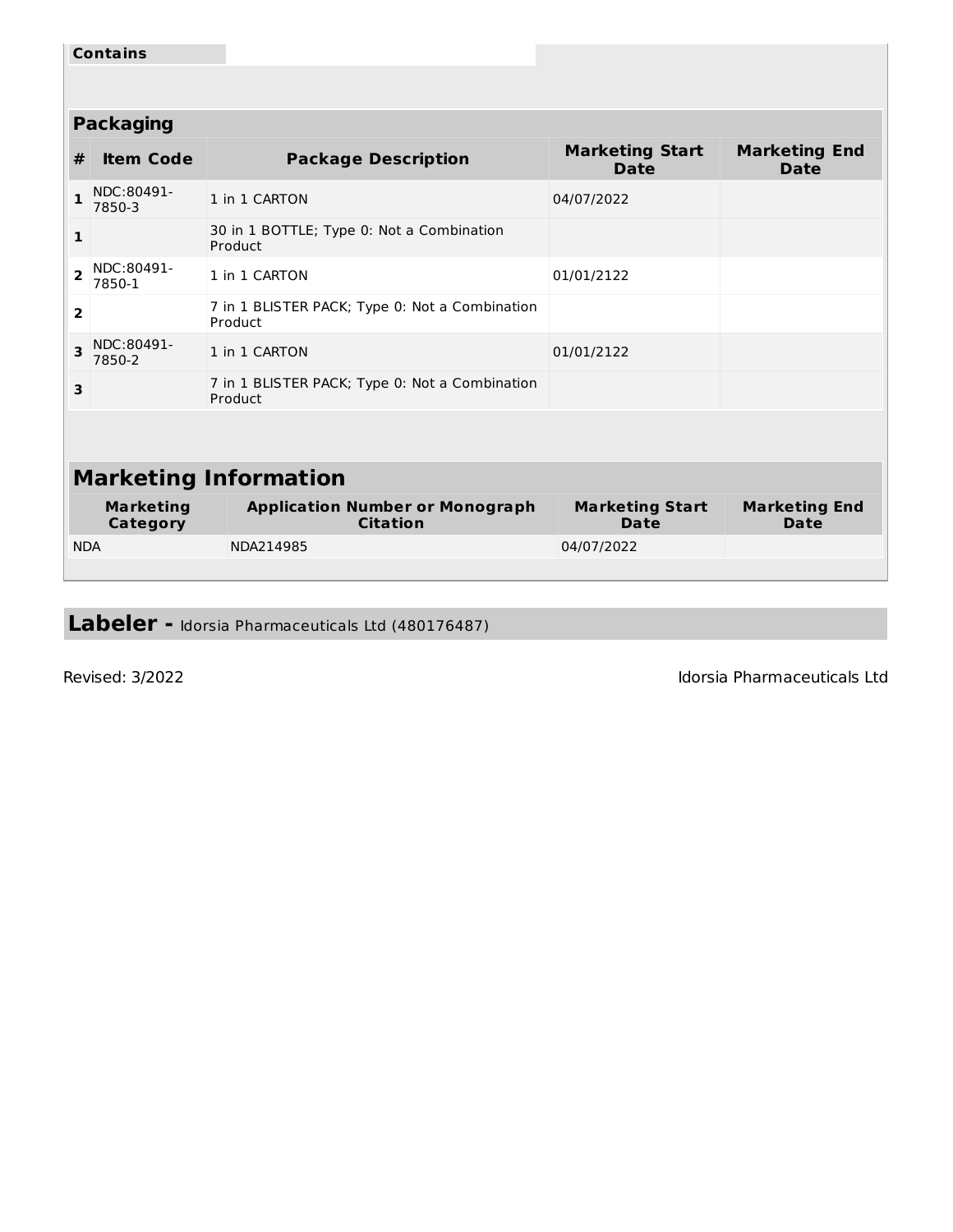| Contains | |
| --- | --- |

**Packaging**

| # | Item Code | Package Description | Marketing Start Date | Marketing End Date |
| --- | --- | --- | --- | --- |
| 1 | NDC:80491-7850-3 | 1 in 1 CARTON | 04/07/2022 | |
| 1 | | 30 in 1 BOTTLE; Type 0: Not a Combination Product | | |
| 2 | NDC:80491-7850-1 | 1 in 1 CARTON | 01/01/2122 | |
| 2 | | 7 in 1 BLISTER PACK; Type 0: Not a Combination Product | | |
| 3 | NDC:80491-7850-2 | 1 in 1 CARTON | 01/01/2122 | |
| 3 | | 7 in 1 BLISTER PACK; Type 0: Not a Combination Product | | |

## Marketing Information

| Marketing Category | Application Number or Monograph Citation | Marketing Start Date | Marketing End Date |
| --- | --- | --- | --- |
| NDA | NDA214985 | 04/07/2022 | |

**Labeler -** Idorsia Pharmaceuticals Ltd (480176487)

Revised: 3/2022

Idorsia Pharmaceuticals Ltd